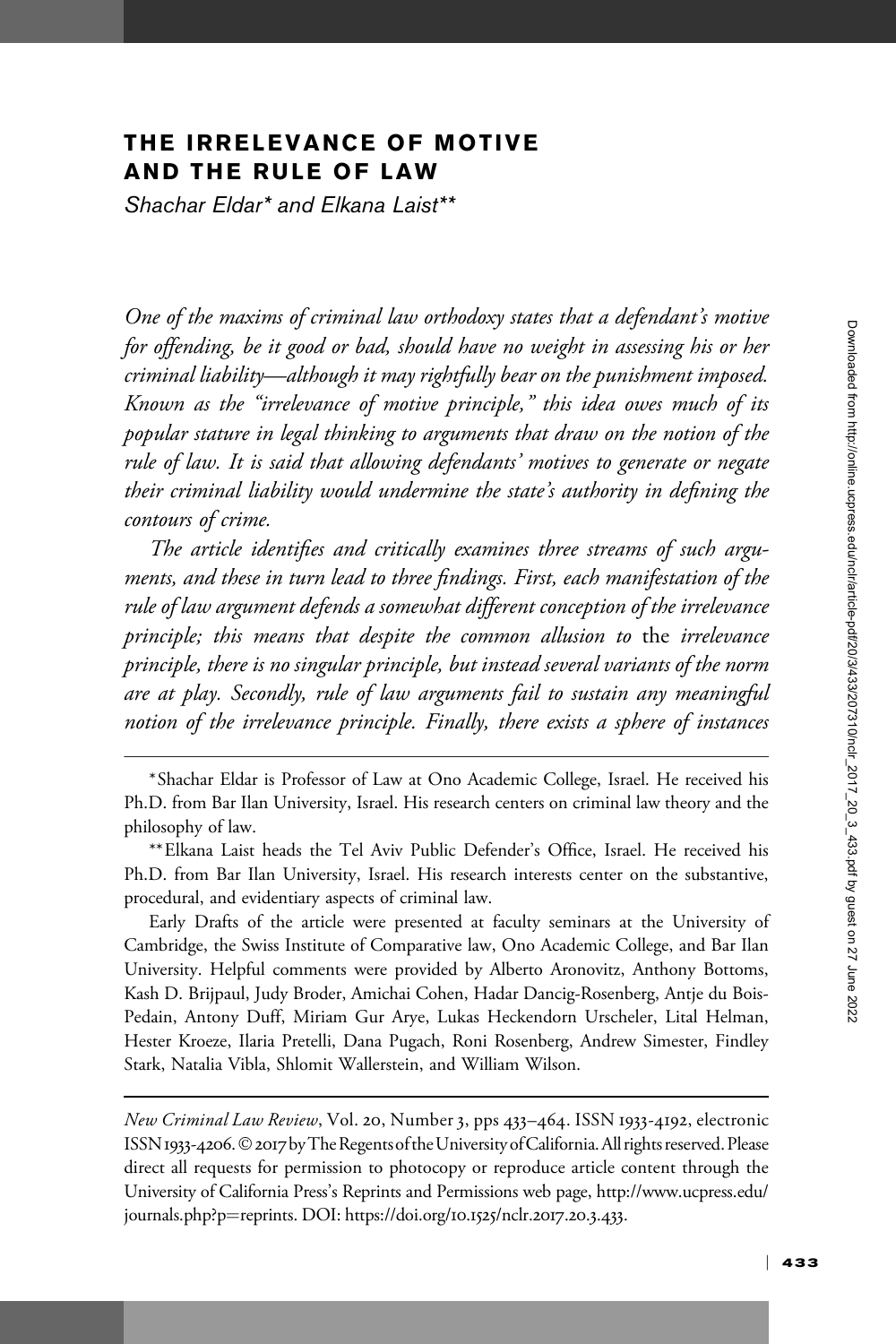# THE IRRELEVANCE OF MOTIVE AND THE RULE OF LAW

*Shachar Eldar\* and Elkana Laist\*\**

*One of the maxims of criminal law orthodoxy states that a defendant's motive for offending, be it good or bad, should have no weight in assessing his or her criminal liability—although it may rightfully bear on the punishment imposed. Known as the "irrelevance of motive principle," this idea owes much of its popular stature in legal thinking to arguments that draw on the notion of the rule of law. It is said that allowing defendants' motives to generate or negate their criminal liability would undermine the state's authority in defining the contours of crime.*

*The article identifies and critically examines three streams of such arguments, and these in turn lead to three findings. First, each manifestation of the rule of law argument defends a somewhat different conception of the irrelevance principle; this means that despite the common allusion to* the *irrelevance principle, there is no singular principle, but instead several variants of the norm are at play. Secondly, rule of law arguments fail to sustain any meaningful notion of the irrelevance principle. Finally, there exists a sphere of instances*

---

\*Shachar Eldar is Professor of Law at Ono Academic College, Israel. He received his Ph.D. from Bar Ilan University, Israel. His research centers on criminal law theory and the philosophy of law.

\*\*Elkana Laist heads the Tel Aviv Public Defender's Office, Israel. He received his Ph.D. from Bar Ilan University, Israel. His research interests center on the substantive, procedural, and evidentiary aspects of criminal law.

Early Drafts of the article were presented at faculty seminars at the University of Cambridge, the Swiss Institute of Comparative law, Ono Academic College, and Bar Ilan University. Helpful comments were provided by Alberto Aronovitz, Anthony Bottoms, Kash D. Brijpaul, Judy Broder, Amichai Cohen, Hadar Dancig-Rosenberg, Antje du Bois-Pedain, Antony Duff, Miriam Gur Arye, Lukas Heckendorn Urscheler, Lital Helman, Hester Kroeze, Ilaria Pretelli, Dana Pugach, Roni Rosenberg, Andrew Simester, Findley Stark, Natalia Vibla, Shlomit Wallerstein, and William Wilson.

---

*New Criminal Law Review*, Vol. 20, Number 3, pps 433–464. ISSN 1933-4192, electronic ISSN 1933-4206. © 2017 by The Regents of the University of California. All rights reserved. Please direct all requests for permission to photocopy or reproduce article content through the University of California Press's Reprints and Permissions web page, http://www.ucpress.edu/journals.php?p=reprints. DOI: https://doi.org/10.1525/nclr.2017.20.3.433.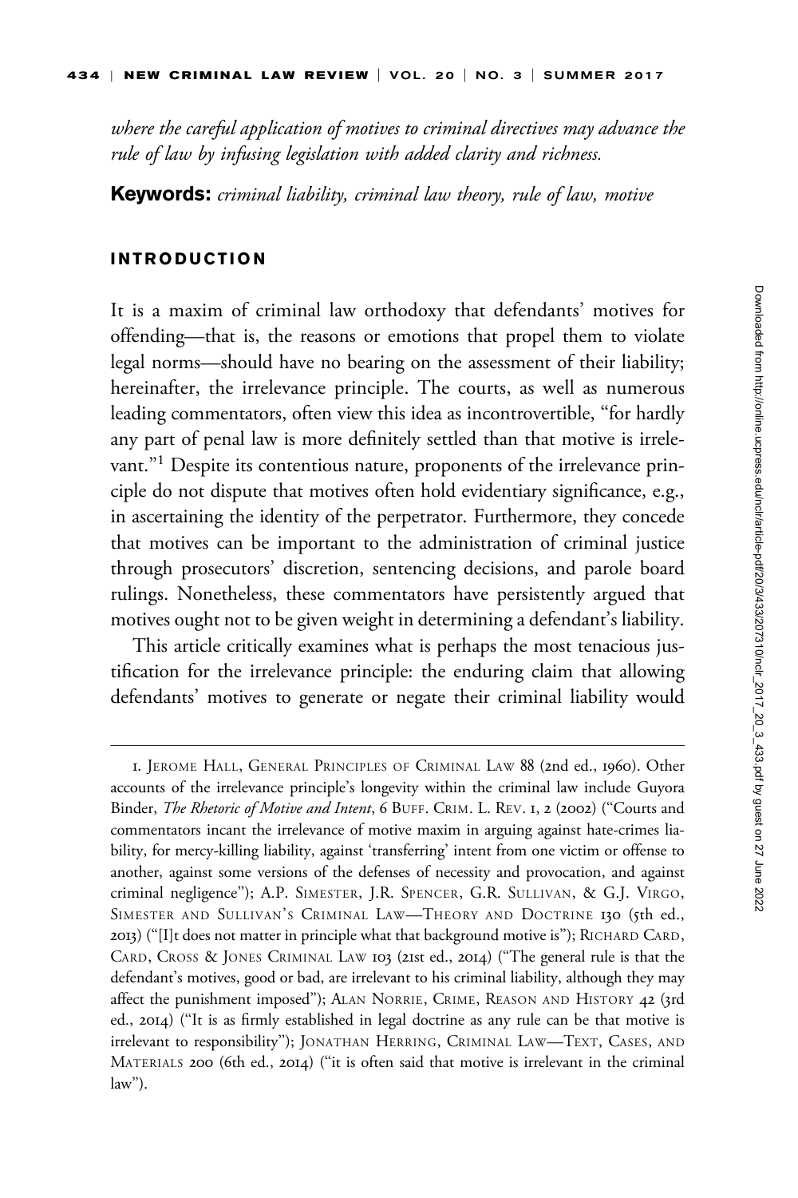*where the careful application of motives to criminal directives may advance the rule of law by infusing legislation with added clarity and richness.*

**Keywords:** *criminal liability, criminal law theory, rule of law, motive*

## INTRODUCTION

It is a maxim of criminal law orthodoxy that defendants' motives for offending—that is, the reasons or emotions that propel them to violate legal norms—should have no bearing on the assessment of their liability; hereinafter, the irrelevance principle. The courts, as well as numerous leading commentators, often view this idea as incontrovertible, "for hardly any part of penal law is more definitely settled than that motive is irrelevant."[1] Despite its contentious nature, proponents of the irrelevance principle do not dispute that motives often hold evidentiary significance, e.g., in ascertaining the identity of the perpetrator. Furthermore, they concede that motives can be important to the administration of criminal justice through prosecutors' discretion, sentencing decisions, and parole board rulings. Nonetheless, these commentators have persistently argued that motives ought not to be given weight in determining a defendant's liability.

This article critically examines what is perhaps the most tenacious justification for the irrelevance principle: the enduring claim that allowing defendants' motives to generate or negate their criminal liability would

---

1. Jerome Hall, General Principles of Criminal Law 88 (2nd ed., 1960). Other accounts of the irrelevance principle's longevity within the criminal law include Guyora Binder, *The Rhetoric of Motive and Intent*, 6 Buff. Crim. L. Rev. 1, 2 (2002) ("Courts and commentators incant the irrelevance of motive maxim in arguing against hate-crimes liability, for mercy-killing liability, against 'transferring' intent from one victim or offense to another, against some versions of the defenses of necessity and provocation, and against criminal negligence"); A.P. Simester, J.R. Spencer, G.R. Sullivan, & G.J. Virgo, Simester and Sullivan's Criminal Law—Theory and Doctrine 130 (5th ed., 2013) ("[I]t does not matter in principle what that background motive is"); Richard Card, Card, Cross & Jones Criminal Law 103 (21st ed., 2014) ("The general rule is that the defendant's motives, good or bad, are irrelevant to his criminal liability, although they may affect the punishment imposed"); Alan Norrie, Crime, Reason and History 42 (3rd ed., 2014) ("It is as firmly established in legal doctrine as any rule can be that motive is irrelevant to responsibility"); Jonathan Herring, Criminal Law—Text, Cases, and Materials 200 (6th ed., 2014) ("it is often said that motive is irrelevant in the criminal law").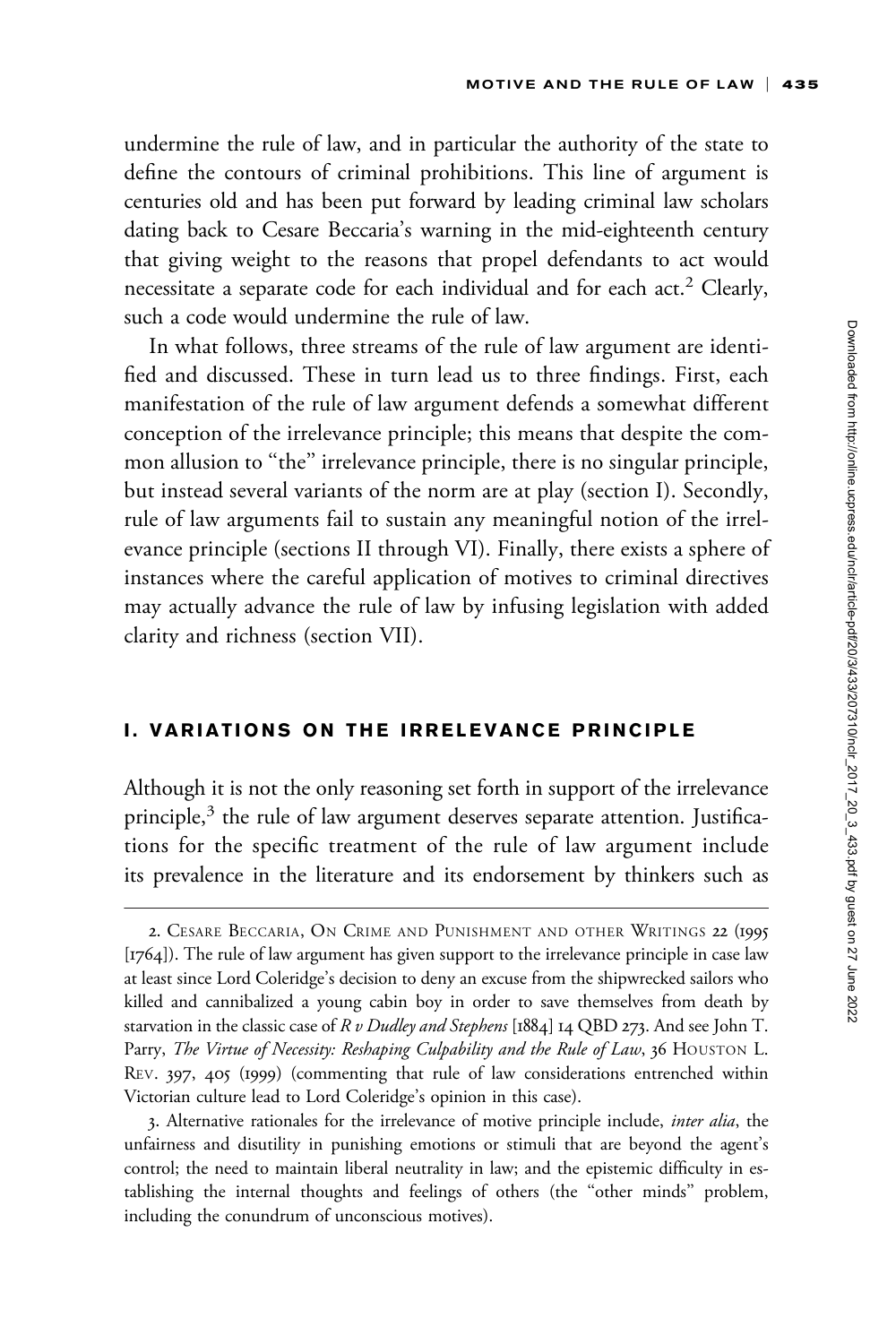undermine the rule of law, and in particular the authority of the state to define the contours of criminal prohibitions. This line of argument is centuries old and has been put forward by leading criminal law scholars dating back to Cesare Beccaria's warning in the mid-eighteenth century that giving weight to the reasons that propel defendants to act would necessitate a separate code for each individual and for each act.[2] Clearly, such a code would undermine the rule of law.

In what follows, three streams of the rule of law argument are identified and discussed. These in turn lead us to three findings. First, each manifestation of the rule of law argument defends a somewhat different conception of the irrelevance principle; this means that despite the common allusion to "the" irrelevance principle, there is no singular principle, but instead several variants of the norm are at play (section I). Secondly, rule of law arguments fail to sustain any meaningful notion of the irrelevance principle (sections II through VI). Finally, there exists a sphere of instances where the careful application of motives to criminal directives may actually advance the rule of law by infusing legislation with added clarity and richness (section VII).

## I. VARIATIONS ON THE IRRELEVANCE PRINCIPLE

Although it is not the only reasoning set forth in support of the irrelevance principle,[3] the rule of law argument deserves separate attention. Justifications for the specific treatment of the rule of law argument include its prevalence in the literature and its endorsement by thinkers such as

---

2. Cesare Beccaria, On Crime and Punishment and other Writings 22 (1995 [1764]). The rule of law argument has given support to the irrelevance principle in case law at least since Lord Coleridge's decision to deny an excuse from the shipwrecked sailors who killed and cannibalized a young cabin boy in order to save themselves from death by starvation in the classic case of *R v Dudley and Stephens* [1884] 14 QBD 273. And see John T. Parry, *The Virtue of Necessity: Reshaping Culpability and the Rule of Law*, 36 Houston L. Rev. 397, 405 (1999) (commenting that rule of law considerations entrenched within Victorian culture lead to Lord Coleridge's opinion in this case).

3. Alternative rationales for the irrelevance of motive principle include, *inter alia*, the unfairness and disutility in punishing emotions or stimuli that are beyond the agent's control; the need to maintain liberal neutrality in law; and the epistemic difficulty in establishing the internal thoughts and feelings of others (the "other minds" problem, including the conundrum of unconscious motives).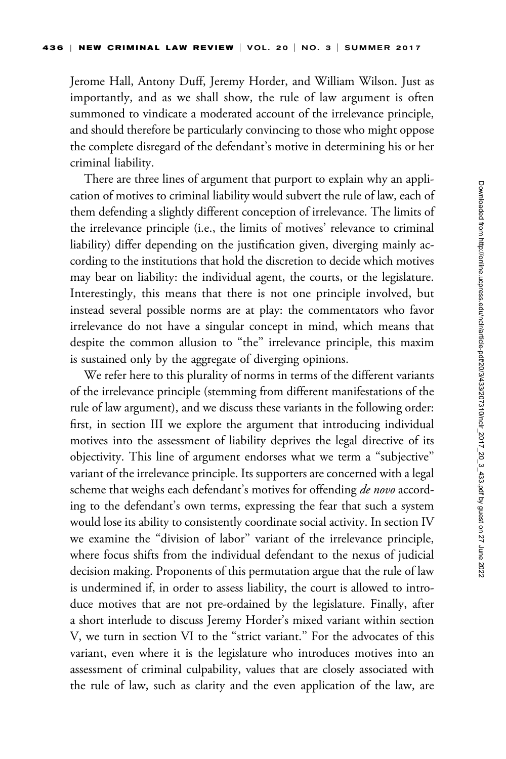Jerome Hall, Antony Duff, Jeremy Horder, and William Wilson. Just as importantly, and as we shall show, the rule of law argument is often summoned to vindicate a moderated account of the irrelevance principle, and should therefore be particularly convincing to those who might oppose the complete disregard of the defendant's motive in determining his or her criminal liability.

There are three lines of argument that purport to explain why an application of motives to criminal liability would subvert the rule of law, each of them defending a slightly different conception of irrelevance. The limits of the irrelevance principle (i.e., the limits of motives' relevance to criminal liability) differ depending on the justification given, diverging mainly according to the institutions that hold the discretion to decide which motives may bear on liability: the individual agent, the courts, or the legislature. Interestingly, this means that there is not one principle involved, but instead several possible norms are at play: the commentators who favor irrelevance do not have a singular concept in mind, which means that despite the common allusion to "the" irrelevance principle, this maxim is sustained only by the aggregate of diverging opinions.

We refer here to this plurality of norms in terms of the different variants of the irrelevance principle (stemming from different manifestations of the rule of law argument), and we discuss these variants in the following order: first, in section III we explore the argument that introducing individual motives into the assessment of liability deprives the legal directive of its objectivity. This line of argument endorses what we term a "subjective" variant of the irrelevance principle. Its supporters are concerned with a legal scheme that weighs each defendant's motives for offending *de novo* according to the defendant's own terms, expressing the fear that such a system would lose its ability to consistently coordinate social activity. In section IV we examine the "division of labor" variant of the irrelevance principle, where focus shifts from the individual defendant to the nexus of judicial decision making. Proponents of this permutation argue that the rule of law is undermined if, in order to assess liability, the court is allowed to introduce motives that are not pre-ordained by the legislature. Finally, after a short interlude to discuss Jeremy Horder's mixed variant within section V, we turn in section VI to the "strict variant." For the advocates of this variant, even where it is the legislature who introduces motives into an assessment of criminal culpability, values that are closely associated with the rule of law, such as clarity and the even application of the law, are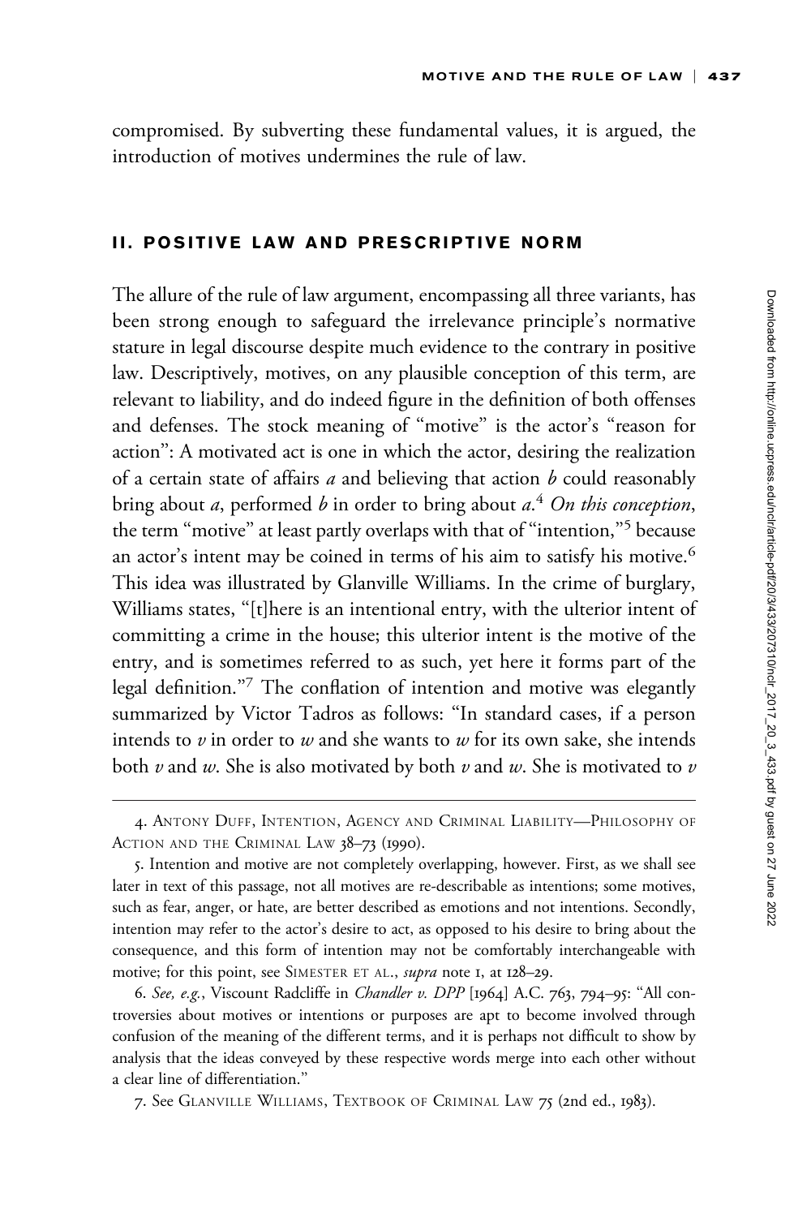compromised. By subverting these fundamental values, it is argued, the introduction of motives undermines the rule of law.

## II. POSITIVE LAW AND PRESCRIPTIVE NORM

The allure of the rule of law argument, encompassing all three variants, has been strong enough to safeguard the irrelevance principle's normative stature in legal discourse despite much evidence to the contrary in positive law. Descriptively, motives, on any plausible conception of this term, are relevant to liability, and do indeed figure in the definition of both offenses and defenses. The stock meaning of "motive" is the actor's "reason for action": A motivated act is one in which the actor, desiring the realization of a certain state of affairs *a* and believing that action *b* could reasonably bring about *a*, performed *b* in order to bring about *a*.[4] *On this conception*, the term "motive" at least partly overlaps with that of "intention,"[5] because an actor's intent may be coined in terms of his aim to satisfy his motive.[6] This idea was illustrated by Glanville Williams. In the crime of burglary, Williams states, "[t]here is an intentional entry, with the ulterior intent of committing a crime in the house; this ulterior intent is the motive of the entry, and is sometimes referred to as such, yet here it forms part of the legal definition."[7] The conflation of intention and motive was elegantly summarized by Victor Tadros as follows: "In standard cases, if a person intends to *v* in order to *w* and she wants to *w* for its own sake, she intends both *v* and *w*. She is also motivated by both *v* and *w*. She is motivated to *v*

---

4. Antony Duff, Intention, Agency and Criminal Liability—Philosophy of Action and the Criminal Law 38–73 (1990).

5. Intention and motive are not completely overlapping, however. First, as we shall see later in text of this passage, not all motives are re-describable as intentions; some motives, such as fear, anger, or hate, are better described as emotions and not intentions. Secondly, intention may refer to the actor's desire to act, as opposed to his desire to bring about the consequence, and this form of intention may not be comfortably interchangeable with motive; for this point, see Simester et al., *supra* note 1, at 128–29.

6. *See, e.g.*, Viscount Radcliffe in *Chandler v. DPP* [1964] A.C. 763, 794–95: "All controversies about motives or intentions or purposes are apt to become involved through confusion of the meaning of the different terms, and it is perhaps not difficult to show by analysis that the ideas conveyed by these respective words merge into each other without a clear line of differentiation."

7. See Glanville Williams, Textbook of Criminal Law 75 (2nd ed., 1983).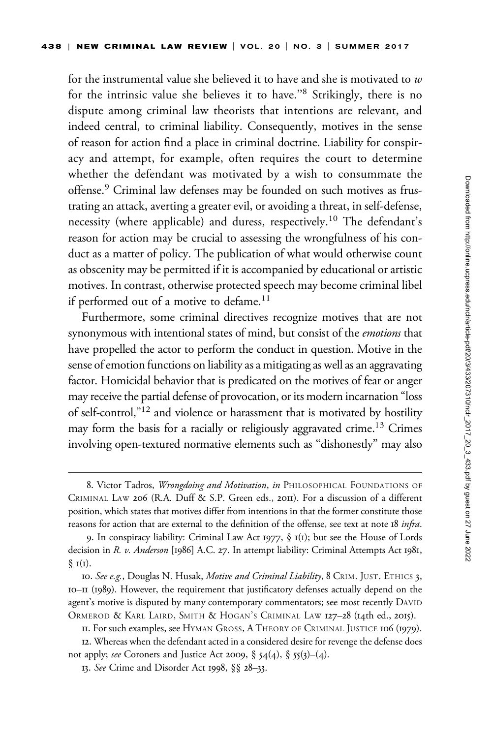for the instrumental value she believed it to have and she is motivated to *w* for the intrinsic value she believes it to have."[8] Strikingly, there is no dispute among criminal law theorists that intentions are relevant, and indeed central, to criminal liability. Consequently, motives in the sense of reason for action find a place in criminal doctrine. Liability for conspiracy and attempt, for example, often requires the court to determine whether the defendant was motivated by a wish to consummate the offense.[9] Criminal law defenses may be founded on such motives as frustrating an attack, averting a greater evil, or avoiding a threat, in self-defense, necessity (where applicable) and duress, respectively.[10] The defendant's reason for action may be crucial to assessing the wrongfulness of his conduct as a matter of policy. The publication of what would otherwise count as obscenity may be permitted if it is accompanied by educational or artistic motives. In contrast, otherwise protected speech may become criminal libel if performed out of a motive to defame.[11]

Furthermore, some criminal directives recognize motives that are not synonymous with intentional states of mind, but consist of the *emotions* that have propelled the actor to perform the conduct in question. Motive in the sense of emotion functions on liability as a mitigating as well as an aggravating factor. Homicidal behavior that is predicated on the motives of fear or anger may receive the partial defense of provocation, or its modern incarnation "loss of self-control,"[12] and violence or harassment that is motivated by hostility may form the basis for a racially or religiously aggravated crime.[13] Crimes involving open-textured normative elements such as "dishonestly" may also

---

8. Victor Tadros, *Wrongdoing and Motivation*, *in* PHILOSOPHICAL FOUNDATIONS OF CRIMINAL LAW 206 (R.A. Duff & S.P. Green eds., 2011). For a discussion of a different position, which states that motives differ from intentions in that the former constitute those reasons for action that are external to the definition of the offense, see text at note 18 *infra*.

9. In conspiracy liability: Criminal Law Act 1977, § 1(1); but see the House of Lords decision in *R. v. Anderson* [1986] A.C. 27. In attempt liability: Criminal Attempts Act 1981, § 1(1).

10. *See e.g.*, Douglas N. Husak, *Motive and Criminal Liability*, 8 CRIM. JUST. ETHICS 3, 10–11 (1989). However, the requirement that justificatory defenses actually depend on the agent's motive is disputed by many contemporary commentators; see most recently DAVID ORMEROD & KARL LAIRD, SMITH & HOGAN'S CRIMINAL LAW 127–28 (14th ed., 2015).

11. For such examples, see HYMAN GROSS, A THEORY OF CRIMINAL JUSTICE 106 (1979).

12. Whereas when the defendant acted in a considered desire for revenge the defense does not apply; *see* Coroners and Justice Act 2009, § 54(4), § 55(3)–(4).

13. *See* Crime and Disorder Act 1998, §§ 28–33.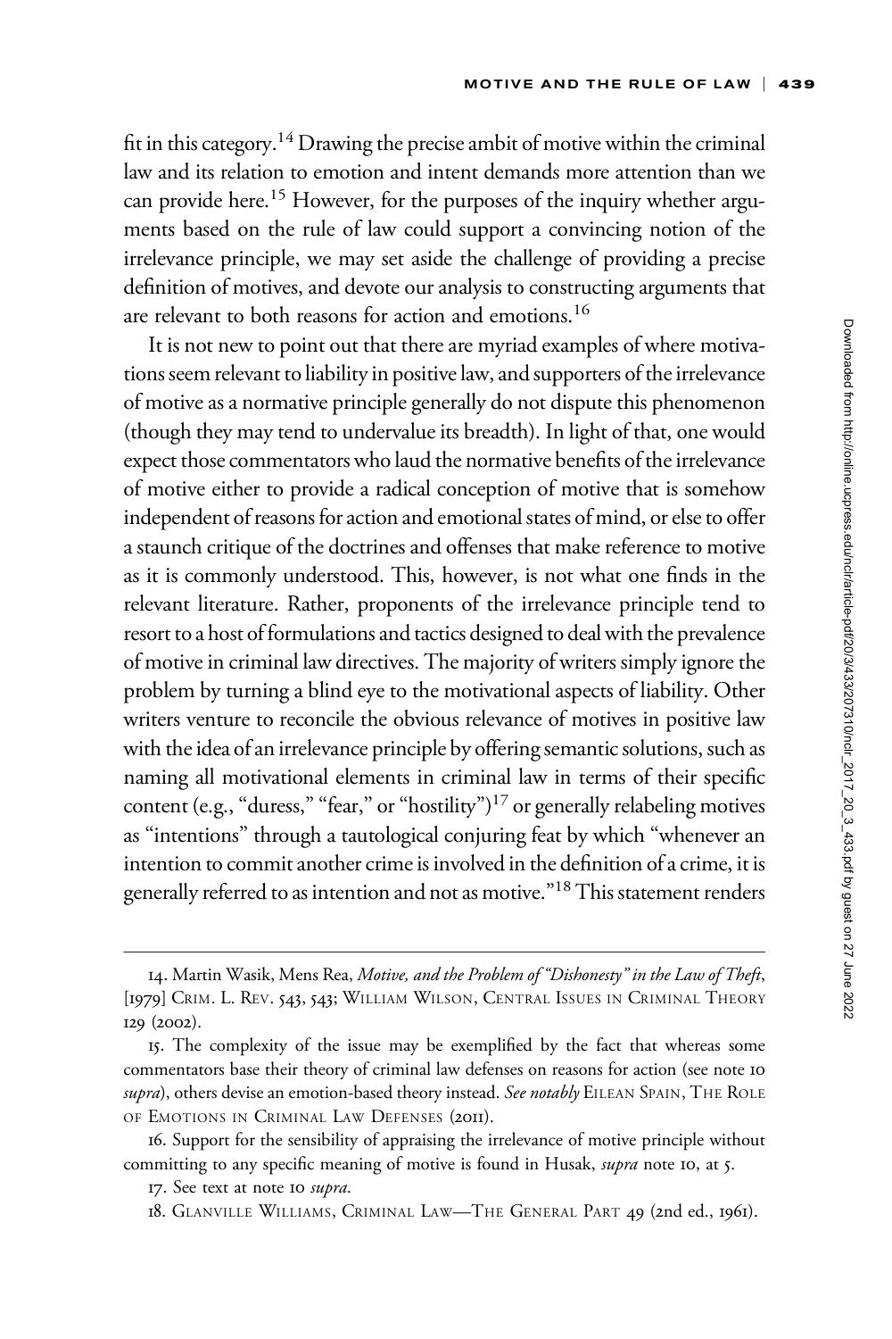fit in this category.[14] Drawing the precise ambit of motive within the criminal law and its relation to emotion and intent demands more attention than we can provide here.[15] However, for the purposes of the inquiry whether arguments based on the rule of law could support a convincing notion of the irrelevance principle, we may set aside the challenge of providing a precise definition of motives, and devote our analysis to constructing arguments that are relevant to both reasons for action and emotions.[16]

It is not new to point out that there are myriad examples of where motivations seem relevant to liability in positive law, and supporters of the irrelevance of motive as a normative principle generally do not dispute this phenomenon (though they may tend to undervalue its breadth). In light of that, one would expect those commentators who laud the normative benefits of the irrelevance of motive either to provide a radical conception of motive that is somehow independent of reasons for action and emotional states of mind, or else to offer a staunch critique of the doctrines and offenses that make reference to motive as it is commonly understood. This, however, is not what one finds in the relevant literature. Rather, proponents of the irrelevance principle tend to resort to a host of formulations and tactics designed to deal with the prevalence of motive in criminal law directives. The majority of writers simply ignore the problem by turning a blind eye to the motivational aspects of liability. Other writers venture to reconcile the obvious relevance of motives in positive law with the idea of an irrelevance principle by offering semantic solutions, such as naming all motivational elements in criminal law in terms of their specific content (e.g., "duress," "fear," or "hostility")[17] or generally relabeling motives as "intentions" through a tautological conjuring feat by which "whenever an intention to commit another crime is involved in the definition of a crime, it is generally referred to as intention and not as motive."[18] This statement renders

---

14. Martin Wasik, Mens Rea, *Motive, and the Problem of "Dishonesty" in the Law of Theft*, [1979] CRIM. L. REV. 543, 543; WILLIAM WILSON, CENTRAL ISSUES IN CRIMINAL THEORY 129 (2002).

15. The complexity of the issue may be exemplified by the fact that whereas some commentators base their theory of criminal law defenses on reasons for action (see note 10 *supra*), others devise an emotion-based theory instead. *See notably* EILEAN SPAIN, THE ROLE OF EMOTIONS IN CRIMINAL LAW DEFENSES (2011).

16. Support for the sensibility of appraising the irrelevance of motive principle without committing to any specific meaning of motive is found in Husak, *supra* note 10, at 5.

17. See text at note 10 *supra*.

18. GLANVILLE WILLIAMS, CRIMINAL LAW—THE GENERAL PART 49 (2nd ed., 1961).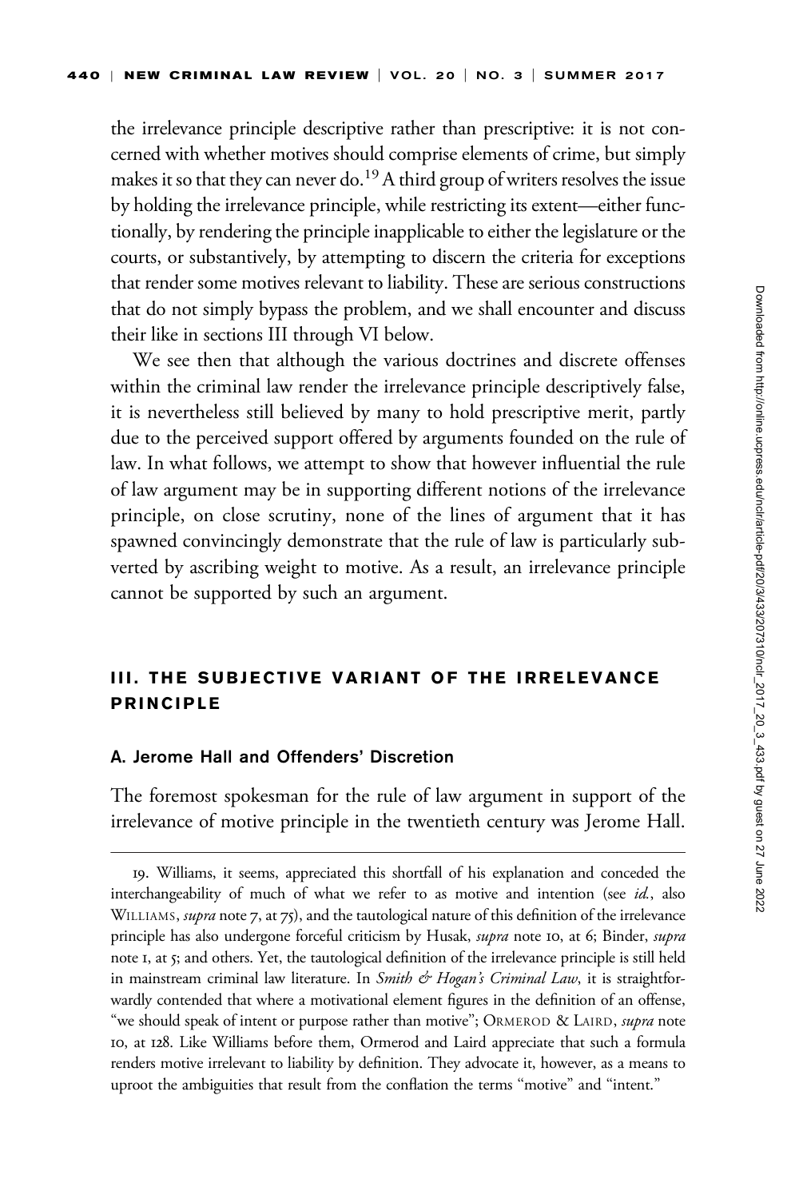the irrelevance principle descriptive rather than prescriptive: it is not concerned with whether motives should comprise elements of crime, but simply makes it so that they can never do.[19] A third group of writers resolves the issue by holding the irrelevance principle, while restricting its extent—either functionally, by rendering the principle inapplicable to either the legislature or the courts, or substantively, by attempting to discern the criteria for exceptions that render some motives relevant to liability. These are serious constructions that do not simply bypass the problem, and we shall encounter and discuss their like in sections III through VI below.

We see then that although the various doctrines and discrete offenses within the criminal law render the irrelevance principle descriptively false, it is nevertheless still believed by many to hold prescriptive merit, partly due to the perceived support offered by arguments founded on the rule of law. In what follows, we attempt to show that however influential the rule of law argument may be in supporting different notions of the irrelevance principle, on close scrutiny, none of the lines of argument that it has spawned convincingly demonstrate that the rule of law is particularly subverted by ascribing weight to motive. As a result, an irrelevance principle cannot be supported by such an argument.

## III. THE SUBJECTIVE VARIANT OF THE IRRELEVANCE PRINCIPLE

### A. Jerome Hall and Offenders' Discretion

The foremost spokesman for the rule of law argument in support of the irrelevance of motive principle in the twentieth century was Jerome Hall.

19. Williams, it seems, appreciated this shortfall of his explanation and conceded the interchangeability of much of what we refer to as motive and intention (see *id.*, also WILLIAMS, *supra* note 7, at 75), and the tautological nature of this definition of the irrelevance principle has also undergone forceful criticism by Husak, *supra* note 10, at 6; Binder, *supra* note 1, at 5; and others. Yet, the tautological definition of the irrelevance principle is still held in mainstream criminal law literature. In *Smith & Hogan's Criminal Law*, it is straightforwardly contended that where a motivational element figures in the definition of an offense, "we should speak of intent or purpose rather than motive"; ORMEROD & LAIRD, *supra* note 10, at 128. Like Williams before them, Ormerod and Laird appreciate that such a formula renders motive irrelevant to liability by definition. They advocate it, however, as a means to uproot the ambiguities that result from the conflation the terms "motive" and "intent."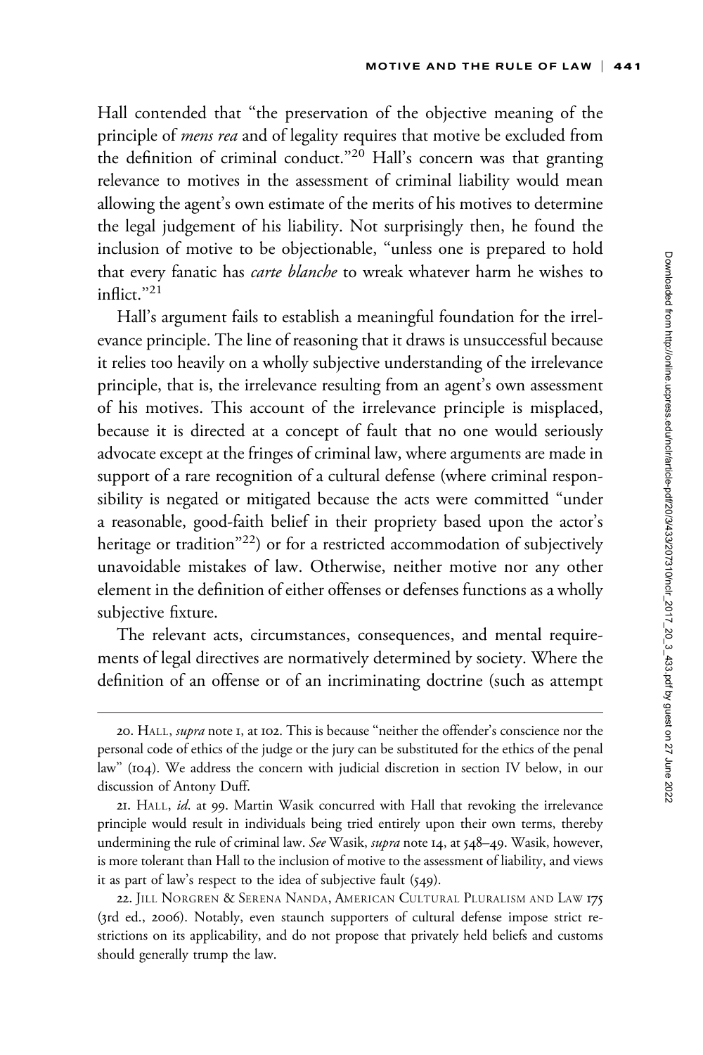Hall contended that "the preservation of the objective meaning of the principle of *mens rea* and of legality requires that motive be excluded from the definition of criminal conduct."[20] Hall's concern was that granting relevance to motives in the assessment of criminal liability would mean allowing the agent's own estimate of the merits of his motives to determine the legal judgement of his liability. Not surprisingly then, he found the inclusion of motive to be objectionable, "unless one is prepared to hold that every fanatic has *carte blanche* to wreak whatever harm he wishes to inflict."[21]

Hall's argument fails to establish a meaningful foundation for the irrelevance principle. The line of reasoning that it draws is unsuccessful because it relies too heavily on a wholly subjective understanding of the irrelevance principle, that is, the irrelevance resulting from an agent's own assessment of his motives. This account of the irrelevance principle is misplaced, because it is directed at a concept of fault that no one would seriously advocate except at the fringes of criminal law, where arguments are made in support of a rare recognition of a cultural defense (where criminal responsibility is negated or mitigated because the acts were committed "under a reasonable, good-faith belief in their propriety based upon the actor's heritage or tradition"[22]) or for a restricted accommodation of subjectively unavoidable mistakes of law. Otherwise, neither motive nor any other element in the definition of either offenses or defenses functions as a wholly subjective fixture.

The relevant acts, circumstances, consequences, and mental requirements of legal directives are normatively determined by society. Where the definition of an offense or of an incriminating doctrine (such as attempt

---

20. HALL, *supra* note 1, at 102. This is because "neither the offender's conscience nor the personal code of ethics of the judge or the jury can be substituted for the ethics of the penal law" (104). We address the concern with judicial discretion in section IV below, in our discussion of Antony Duff.

21. HALL, *id.* at 99. Martin Wasik concurred with Hall that revoking the irrelevance principle would result in individuals being tried entirely upon their own terms, thereby undermining the rule of criminal law. *See* Wasik, *supra* note 14, at 548–49. Wasik, however, is more tolerant than Hall to the inclusion of motive to the assessment of liability, and views it as part of law's respect to the idea of subjective fault (549).

22. JILL NORGREN & SERENA NANDA, AMERICAN CULTURAL PLURALISM AND LAW 175 (3rd ed., 2006). Notably, even staunch supporters of cultural defense impose strict restrictions on its applicability, and do not propose that privately held beliefs and customs should generally trump the law.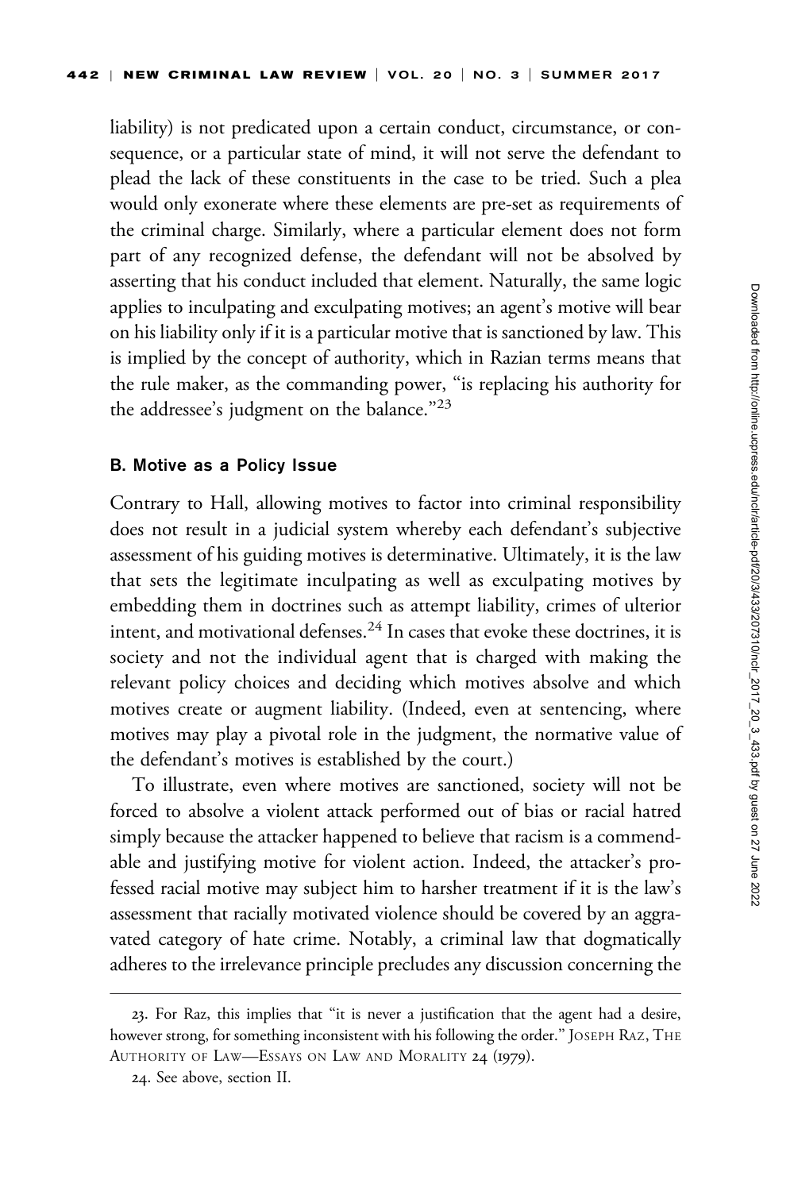liability) is not predicated upon a certain conduct, circumstance, or consequence, or a particular state of mind, it will not serve the defendant to plead the lack of these constituents in the case to be tried. Such a plea would only exonerate where these elements are pre-set as requirements of the criminal charge. Similarly, where a particular element does not form part of any recognized defense, the defendant will not be absolved by asserting that his conduct included that element. Naturally, the same logic applies to inculpating and exculpating motives; an agent's motive will bear on his liability only if it is a particular motive that is sanctioned by law. This is implied by the concept of authority, which in Razian terms means that the rule maker, as the commanding power, "is replacing his authority for the addressee's judgment on the balance."[23]

### B. Motive as a Policy Issue

Contrary to Hall, allowing motives to factor into criminal responsibility does not result in a judicial system whereby each defendant's subjective assessment of his guiding motives is determinative. Ultimately, it is the law that sets the legitimate inculpating as well as exculpating motives by embedding them in doctrines such as attempt liability, crimes of ulterior intent, and motivational defenses.[24] In cases that evoke these doctrines, it is society and not the individual agent that is charged with making the relevant policy choices and deciding which motives absolve and which motives create or augment liability. (Indeed, even at sentencing, where motives may play a pivotal role in the judgment, the normative value of the defendant's motives is established by the court.)

To illustrate, even where motives are sanctioned, society will not be forced to absolve a violent attack performed out of bias or racial hatred simply because the attacker happened to believe that racism is a commendable and justifying motive for violent action. Indeed, the attacker's professed racial motive may subject him to harsher treatment if it is the law's assessment that racially motivated violence should be covered by an aggravated category of hate crime. Notably, a criminal law that dogmatically adheres to the irrelevance principle precludes any discussion concerning the

---

23. For Raz, this implies that "it is never a justification that the agent had a desire, however strong, for something inconsistent with his following the order." Joseph Raz, The Authority of Law—Essays on Law and Morality 24 (1979).

24. See above, section II.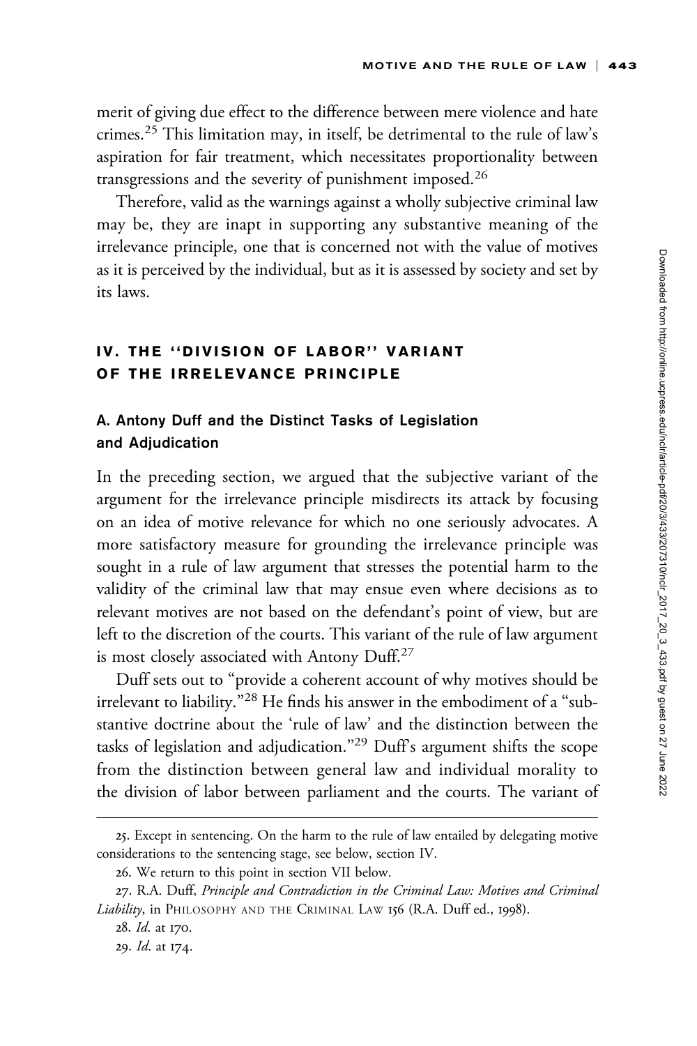merit of giving due effect to the difference between mere violence and hate crimes.[25] This limitation may, in itself, be detrimental to the rule of law's aspiration for fair treatment, which necessitates proportionality between transgressions and the severity of punishment imposed.[26]

Therefore, valid as the warnings against a wholly subjective criminal law may be, they are inapt in supporting any substantive meaning of the irrelevance principle, one that is concerned not with the value of motives as it is perceived by the individual, but as it is assessed by society and set by its laws.

## IV. THE "DIVISION OF LABOR" VARIANT OF THE IRRELEVANCE PRINCIPLE

### A. Antony Duff and the Distinct Tasks of Legislation and Adjudication

In the preceding section, we argued that the subjective variant of the argument for the irrelevance principle misdirects its attack by focusing on an idea of motive relevance for which no one seriously advocates. A more satisfactory measure for grounding the irrelevance principle was sought in a rule of law argument that stresses the potential harm to the validity of the criminal law that may ensue even where decisions as to relevant motives are not based on the defendant's point of view, but are left to the discretion of the courts. This variant of the rule of law argument is most closely associated with Antony Duff.[27]

Duff sets out to "provide a coherent account of why motives should be irrelevant to liability."[28] He finds his answer in the embodiment of a "substantive doctrine about the 'rule of law' and the distinction between the tasks of legislation and adjudication."[29] Duff's argument shifts the scope from the distinction between general law and individual morality to the division of labor between parliament and the courts. The variant of

---

25. Except in sentencing. On the harm to the rule of law entailed by delegating motive considerations to the sentencing stage, see below, section IV.

26. We return to this point in section VII below.

27. R.A. Duff, *Principle and Contradiction in the Criminal Law: Motives and Criminal Liability*, in PHILOSOPHY AND THE CRIMINAL LAW 156 (R.A. Duff ed., 1998).

28. *Id.* at 170.

29. *Id.* at 174.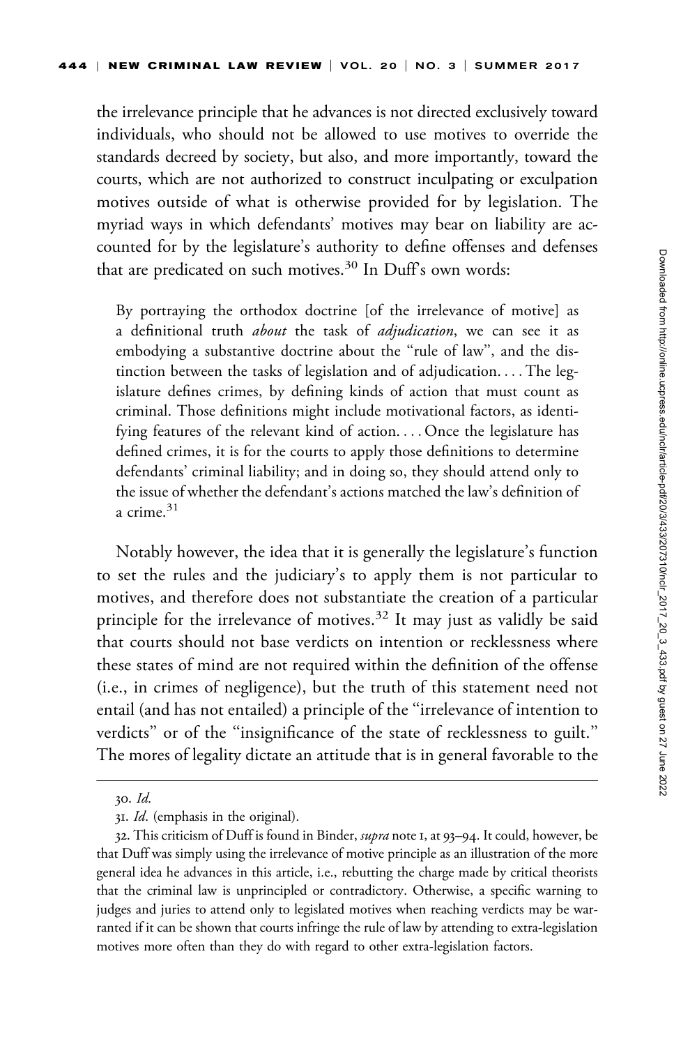the irrelevance principle that he advances is not directed exclusively toward individuals, who should not be allowed to use motives to override the standards decreed by society, but also, and more importantly, toward the courts, which are not authorized to construct inculpating or exculpation motives outside of what is otherwise provided for by legislation. The myriad ways in which defendants' motives may bear on liability are accounted for by the legislature's authority to define offenses and defenses that are predicated on such motives.[30] In Duff's own words:

> By portraying the orthodox doctrine [of the irrelevance of motive] as a definitional truth *about* the task of *adjudication*, we can see it as embodying a substantive doctrine about the "rule of law", and the distinction between the tasks of legislation and of adjudication. . . . The legislature defines crimes, by defining kinds of action that must count as criminal. Those definitions might include motivational factors, as identifying features of the relevant kind of action. . . . Once the legislature has defined crimes, it is for the courts to apply those definitions to determine defendants' criminal liability; and in doing so, they should attend only to the issue of whether the defendant's actions matched the law's definition of a crime.[31]

Notably however, the idea that it is generally the legislature's function to set the rules and the judiciary's to apply them is not particular to motives, and therefore does not substantiate the creation of a particular principle for the irrelevance of motives.[32] It may just as validly be said that courts should not base verdicts on intention or recklessness where these states of mind are not required within the definition of the offense (i.e., in crimes of negligence), but the truth of this statement need not entail (and has not entailed) a principle of the "irrelevance of intention to verdicts" or of the "insignificance of the state of recklessness to guilt." The mores of legality dictate an attitude that is in general favorable to the

---

30. *Id.*

31. *Id.* (emphasis in the original).

32. This criticism of Duff is found in Binder, *supra* note 1, at 93–94. It could, however, be that Duff was simply using the irrelevance of motive principle as an illustration of the more general idea he advances in this article, i.e., rebutting the charge made by critical theorists that the criminal law is unprincipled or contradictory. Otherwise, a specific warning to judges and juries to attend only to legislated motives when reaching verdicts may be warranted if it can be shown that courts infringe the rule of law by attending to extra-legislation motives more often than they do with regard to other extra-legislation factors.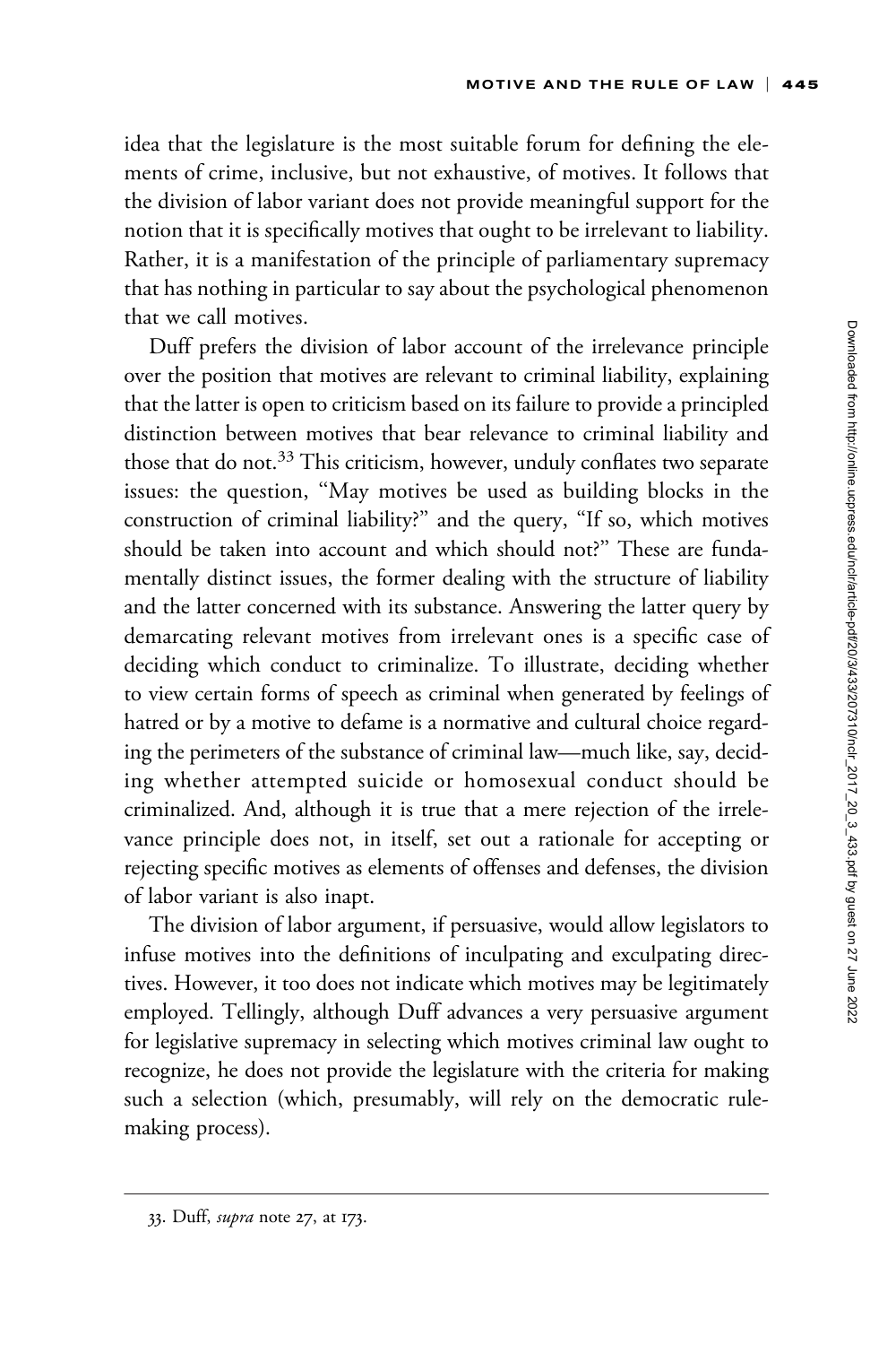idea that the legislature is the most suitable forum for defining the elements of crime, inclusive, but not exhaustive, of motives. It follows that the division of labor variant does not provide meaningful support for the notion that it is specifically motives that ought to be irrelevant to liability. Rather, it is a manifestation of the principle of parliamentary supremacy that has nothing in particular to say about the psychological phenomenon that we call motives.

Duff prefers the division of labor account of the irrelevance principle over the position that motives are relevant to criminal liability, explaining that the latter is open to criticism based on its failure to provide a principled distinction between motives that bear relevance to criminal liability and those that do not.[33] This criticism, however, unduly conflates two separate issues: the question, "May motives be used as building blocks in the construction of criminal liability?" and the query, "If so, which motives should be taken into account and which should not?" These are fundamentally distinct issues, the former dealing with the structure of liability and the latter concerned with its substance. Answering the latter query by demarcating relevant motives from irrelevant ones is a specific case of deciding which conduct to criminalize. To illustrate, deciding whether to view certain forms of speech as criminal when generated by feelings of hatred or by a motive to defame is a normative and cultural choice regarding the perimeters of the substance of criminal law—much like, say, deciding whether attempted suicide or homosexual conduct should be criminalized. And, although it is true that a mere rejection of the irrelevance principle does not, in itself, set out a rationale for accepting or rejecting specific motives as elements of offenses and defenses, the division of labor variant is also inapt.

The division of labor argument, if persuasive, would allow legislators to infuse motives into the definitions of inculpating and exculpating directives. However, it too does not indicate which motives may be legitimately employed. Tellingly, although Duff advances a very persuasive argument for legislative supremacy in selecting which motives criminal law ought to recognize, he does not provide the legislature with the criteria for making such a selection (which, presumably, will rely on the democratic rule-making process).

33. Duff, *supra* note 27, at 173.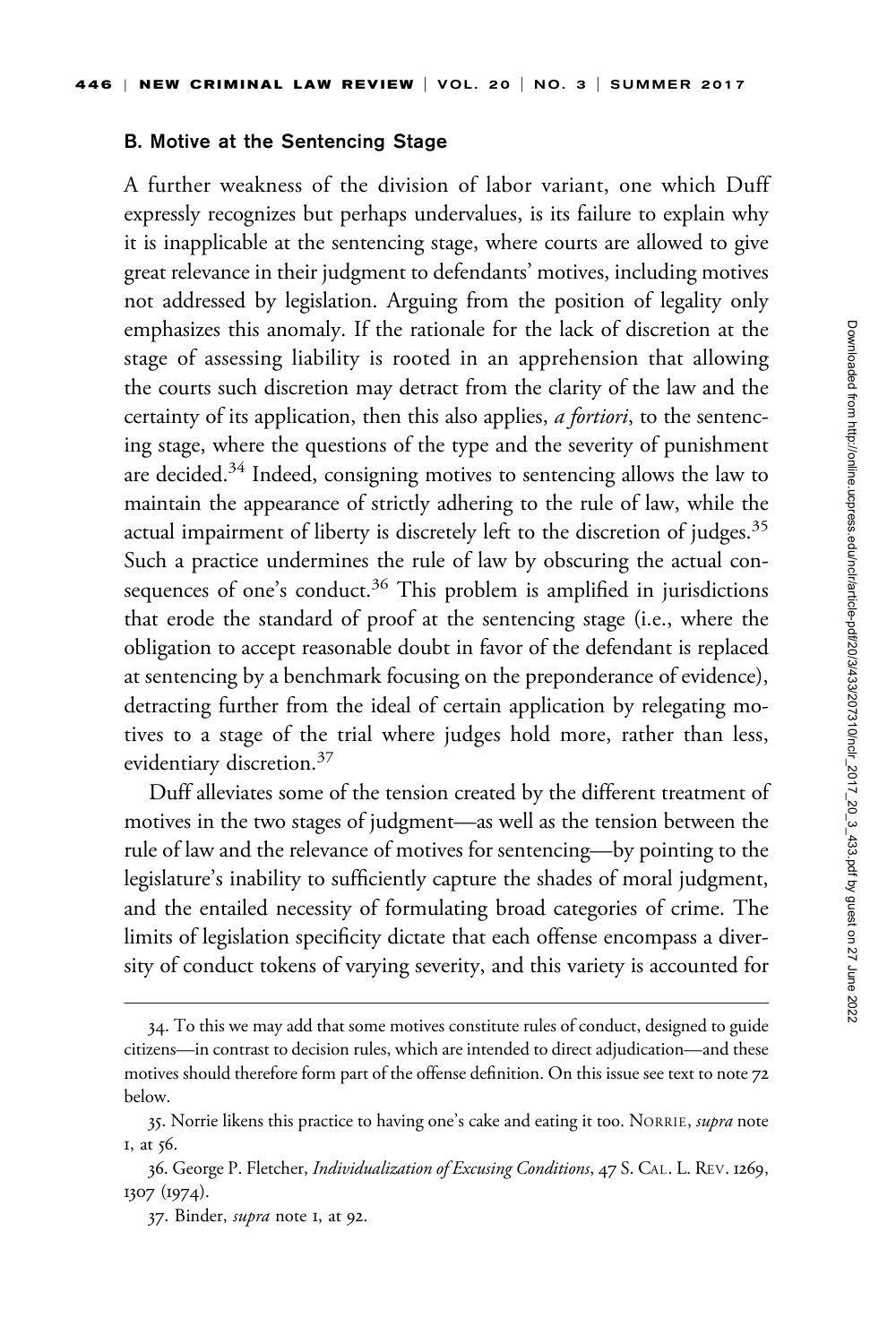### B. Motive at the Sentencing Stage

A further weakness of the division of labor variant, one which Duff expressly recognizes but perhaps undervalues, is its failure to explain why it is inapplicable at the sentencing stage, where courts are allowed to give great relevance in their judgment to defendants' motives, including motives not addressed by legislation. Arguing from the position of legality only emphasizes this anomaly. If the rationale for the lack of discretion at the stage of assessing liability is rooted in an apprehension that allowing the courts such discretion may detract from the clarity of the law and the certainty of its application, then this also applies, *a fortiori*, to the sentencing stage, where the questions of the type and the severity of punishment are decided.[34] Indeed, consigning motives to sentencing allows the law to maintain the appearance of strictly adhering to the rule of law, while the actual impairment of liberty is discretely left to the discretion of judges.[35] Such a practice undermines the rule of law by obscuring the actual consequences of one's conduct.[36] This problem is amplified in jurisdictions that erode the standard of proof at the sentencing stage (i.e., where the obligation to accept reasonable doubt in favor of the defendant is replaced at sentencing by a benchmark focusing on the preponderance of evidence), detracting further from the ideal of certain application by relegating motives to a stage of the trial where judges hold more, rather than less, evidentiary discretion.[37]

Duff alleviates some of the tension created by the different treatment of motives in the two stages of judgment—as well as the tension between the rule of law and the relevance of motives for sentencing—by pointing to the legislature's inability to sufficiently capture the shades of moral judgment, and the entailed necessity of formulating broad categories of crime. The limits of legislation specificity dictate that each offense encompass a diversity of conduct tokens of varying severity, and this variety is accounted for

---

34. To this we may add that some motives constitute rules of conduct, designed to guide citizens—in contrast to decision rules, which are intended to direct adjudication—and these motives should therefore form part of the offense definition. On this issue see text to note 72 below.

35. Norrie likens this practice to having one's cake and eating it too. NORRIE, *supra* note 1, at 56.

36. George P. Fletcher, *Individualization of Excusing Conditions*, 47 S. CAL. L. REV. 1269, 1307 (1974).

37. Binder, *supra* note 1, at 92.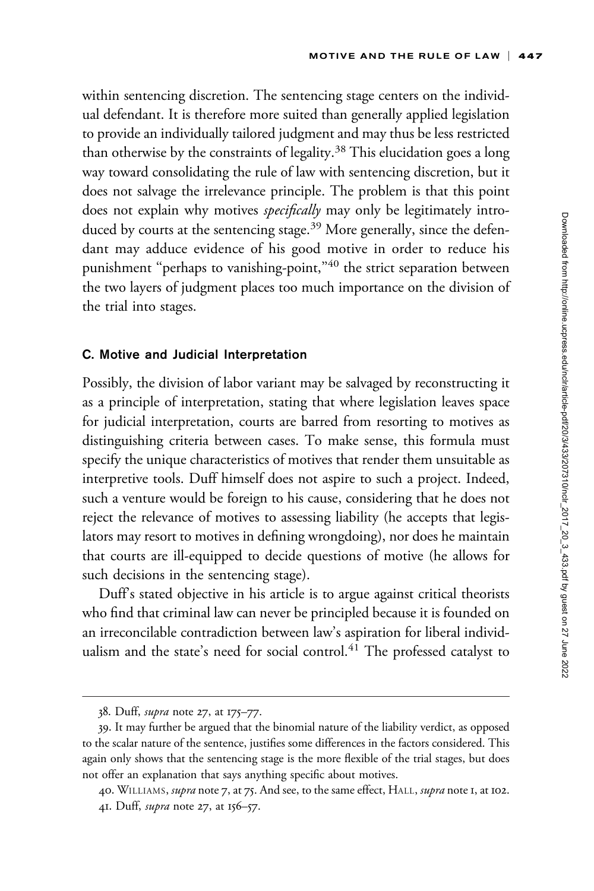within sentencing discretion. The sentencing stage centers on the individual defendant. It is therefore more suited than generally applied legislation to provide an individually tailored judgment and may thus be less restricted than otherwise by the constraints of legality.[38] This elucidation goes a long way toward consolidating the rule of law with sentencing discretion, but it does not salvage the irrelevance principle. The problem is that this point does not explain why motives *specifically* may only be legitimately introduced by courts at the sentencing stage.[39] More generally, since the defendant may adduce evidence of his good motive in order to reduce his punishment "perhaps to vanishing-point,"[40] the strict separation between the two layers of judgment places too much importance on the division of the trial into stages.

### C. Motive and Judicial Interpretation

Possibly, the division of labor variant may be salvaged by reconstructing it as a principle of interpretation, stating that where legislation leaves space for judicial interpretation, courts are barred from resorting to motives as distinguishing criteria between cases. To make sense, this formula must specify the unique characteristics of motives that render them unsuitable as interpretive tools. Duff himself does not aspire to such a project. Indeed, such a venture would be foreign to his cause, considering that he does not reject the relevance of motives to assessing liability (he accepts that legislators may resort to motives in defining wrongdoing), nor does he maintain that courts are ill-equipped to decide questions of motive (he allows for such decisions in the sentencing stage).

Duff's stated objective in his article is to argue against critical theorists who find that criminal law can never be principled because it is founded on an irreconcilable contradiction between law's aspiration for liberal individualism and the state's need for social control.[41] The professed catalyst to

---

38. Duff, *supra* note 27, at 175–77.

39. It may further be argued that the binomial nature of the liability verdict, as opposed to the scalar nature of the sentence, justifies some differences in the factors considered. This again only shows that the sentencing stage is the more flexible of the trial stages, but does not offer an explanation that says anything specific about motives.

40. WILLIAMS, *supra* note 7, at 75. And see, to the same effect, HALL, *supra* note 1, at 102.

41. Duff, *supra* note 27, at 156–57.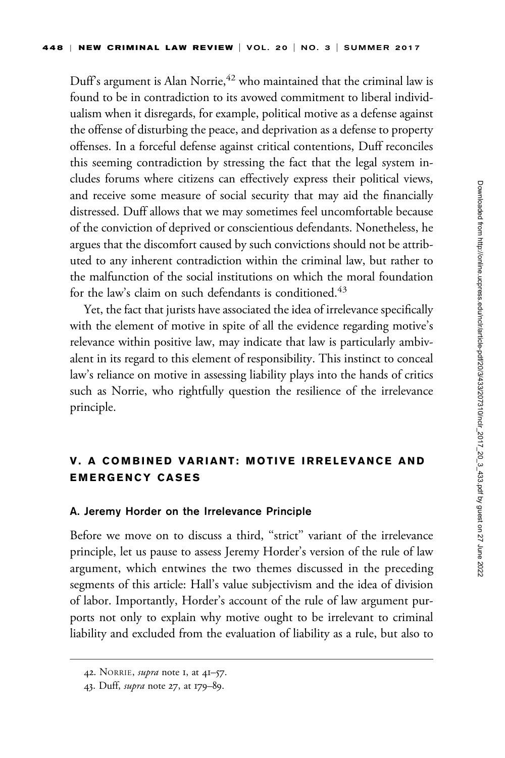Duff's argument is Alan Norrie,[42] who maintained that the criminal law is found to be in contradiction to its avowed commitment to liberal individualism when it disregards, for example, political motive as a defense against the offense of disturbing the peace, and deprivation as a defense to property offenses. In a forceful defense against critical contentions, Duff reconciles this seeming contradiction by stressing the fact that the legal system includes forums where citizens can effectively express their political views, and receive some measure of social security that may aid the financially distressed. Duff allows that we may sometimes feel uncomfortable because of the conviction of deprived or conscientious defendants. Nonetheless, he argues that the discomfort caused by such convictions should not be attributed to any inherent contradiction within the criminal law, but rather to the malfunction of the social institutions on which the moral foundation for the law's claim on such defendants is conditioned.[43]

Yet, the fact that jurists have associated the idea of irrelevance specifically with the element of motive in spite of all the evidence regarding motive's relevance within positive law, may indicate that law is particularly ambivalent in its regard to this element of responsibility. This instinct to conceal law's reliance on motive in assessing liability plays into the hands of critics such as Norrie, who rightfully question the resilience of the irrelevance principle.

## V. A COMBINED VARIANT: MOTIVE IRRELEVANCE AND EMERGENCY CASES

### A. Jeremy Horder on the Irrelevance Principle

Before we move on to discuss a third, "strict" variant of the irrelevance principle, let us pause to assess Jeremy Horder's version of the rule of law argument, which entwines the two themes discussed in the preceding segments of this article: Hall's value subjectivism and the idea of division of labor. Importantly, Horder's account of the rule of law argument purports not only to explain why motive ought to be irrelevant to criminal liability and excluded from the evaluation of liability as a rule, but also to

42. Norrie, *supra* note 1, at 41–57.

43. Duff, *supra* note 27, at 179–89.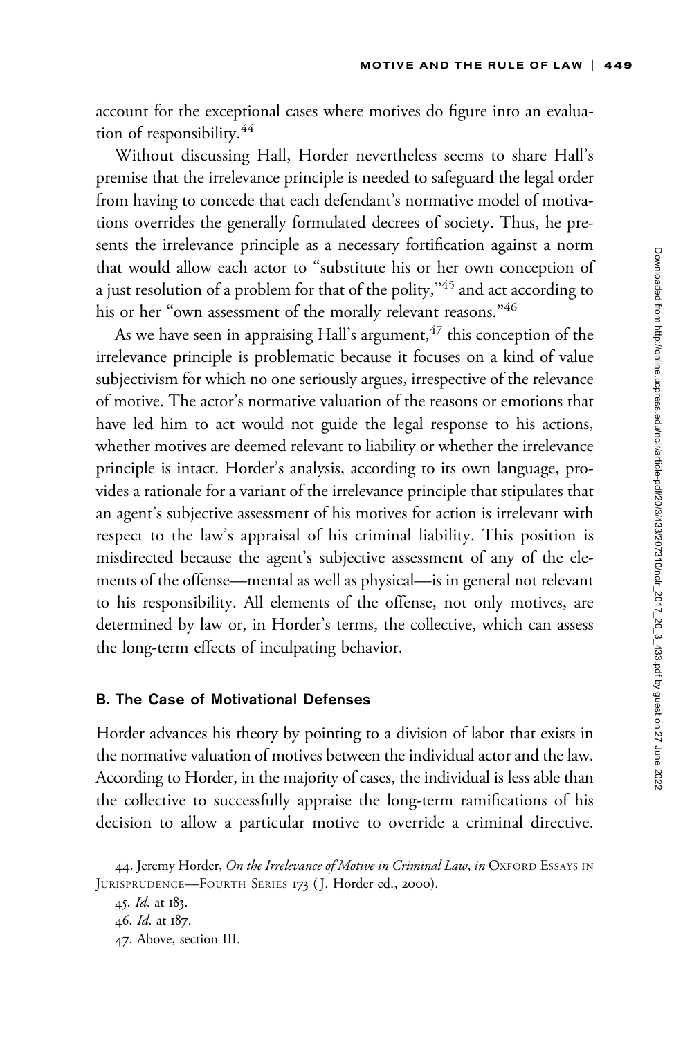account for the exceptional cases where motives do figure into an evaluation of responsibility.[44]

Without discussing Hall, Horder nevertheless seems to share Hall's premise that the irrelevance principle is needed to safeguard the legal order from having to concede that each defendant's normative model of motivations overrides the generally formulated decrees of society. Thus, he presents the irrelevance principle as a necessary fortification against a norm that would allow each actor to "substitute his or her own conception of a just resolution of a problem for that of the polity,"[45] and act according to his or her "own assessment of the morally relevant reasons."[46]

As we have seen in appraising Hall's argument,[47] this conception of the irrelevance principle is problematic because it focuses on a kind of value subjectivism for which no one seriously argues, irrespective of the relevance of motive. The actor's normative valuation of the reasons or emotions that have led him to act would not guide the legal response to his actions, whether motives are deemed relevant to liability or whether the irrelevance principle is intact. Horder's analysis, according to its own language, provides a rationale for a variant of the irrelevance principle that stipulates that an agent's subjective assessment of his motives for action is irrelevant with respect to the law's appraisal of his criminal liability. This position is misdirected because the agent's subjective assessment of any of the elements of the offense—mental as well as physical—is in general not relevant to his responsibility. All elements of the offense, not only motives, are determined by law or, in Horder's terms, the collective, which can assess the long-term effects of inculpating behavior.

### B. The Case of Motivational Defenses

Horder advances his theory by pointing to a division of labor that exists in the normative valuation of motives between the individual actor and the law. According to Horder, in the majority of cases, the individual is less able than the collective to successfully appraise the long-term ramifications of his decision to allow a particular motive to override a criminal directive.

---

44. Jeremy Horder, *On the Irrelevance of Motive in Criminal Law*, *in* OXFORD ESSAYS IN JURISPRUDENCE—FOURTH SERIES 173 (J. Horder ed., 2000).

45. *Id.* at 183.

46. *Id.* at 187.

47. Above, section III.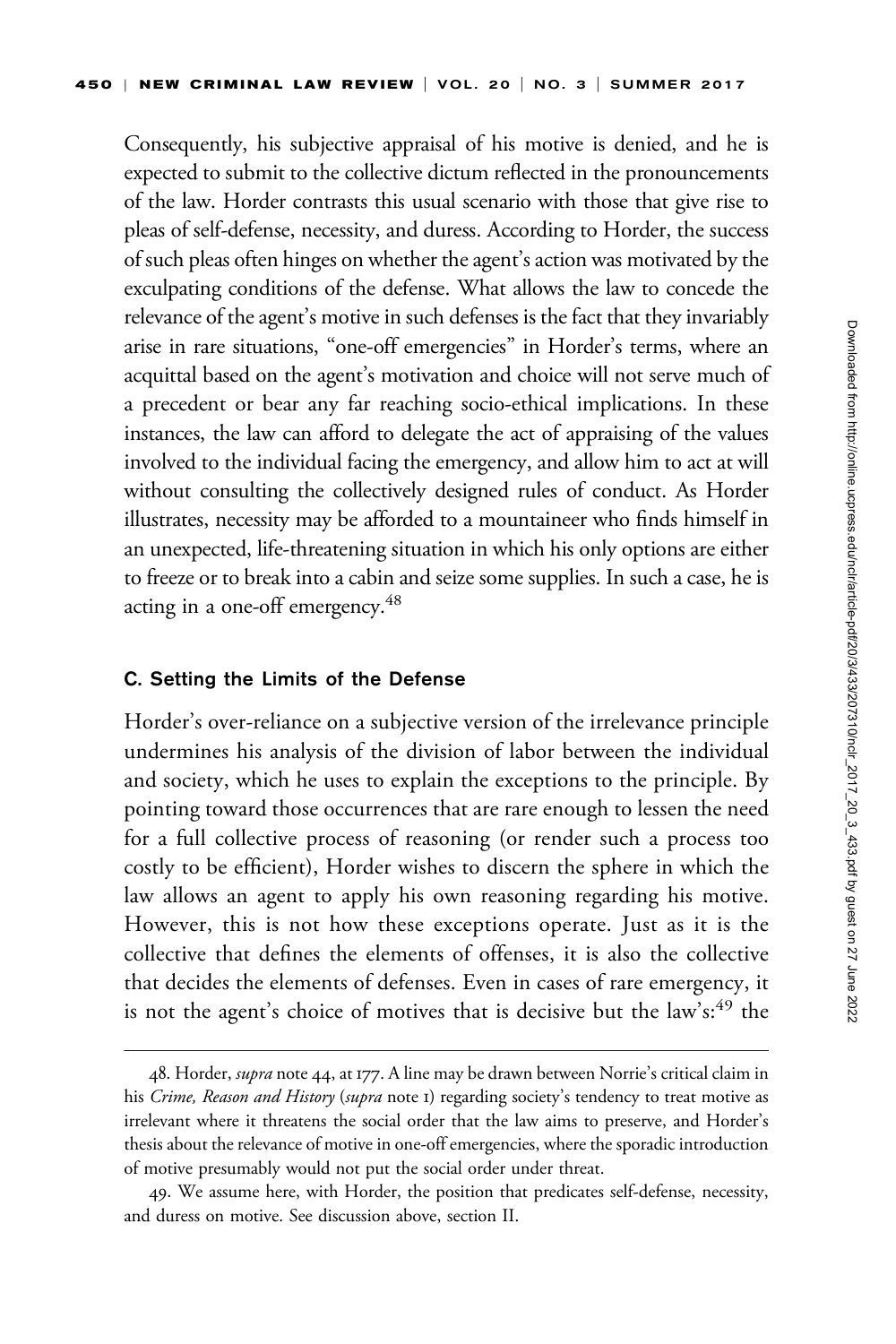Consequently, his subjective appraisal of his motive is denied, and he is expected to submit to the collective dictum reflected in the pronouncements of the law. Horder contrasts this usual scenario with those that give rise to pleas of self-defense, necessity, and duress. According to Horder, the success of such pleas often hinges on whether the agent's action was motivated by the exculpating conditions of the defense. What allows the law to concede the relevance of the agent's motive in such defenses is the fact that they invariably arise in rare situations, "one-off emergencies" in Horder's terms, where an acquittal based on the agent's motivation and choice will not serve much of a precedent or bear any far reaching socio-ethical implications. In these instances, the law can afford to delegate the act of appraising of the values involved to the individual facing the emergency, and allow him to act at will without consulting the collectively designed rules of conduct. As Horder illustrates, necessity may be afforded to a mountaineer who finds himself in an unexpected, life-threatening situation in which his only options are either to freeze or to break into a cabin and seize some supplies. In such a case, he is acting in a one-off emergency.[48]

### C. Setting the Limits of the Defense

Horder's over-reliance on a subjective version of the irrelevance principle undermines his analysis of the division of labor between the individual and society, which he uses to explain the exceptions to the principle. By pointing toward those occurrences that are rare enough to lessen the need for a full collective process of reasoning (or render such a process too costly to be efficient), Horder wishes to discern the sphere in which the law allows an agent to apply his own reasoning regarding his motive. However, this is not how these exceptions operate. Just as it is the collective that defines the elements of offenses, it is also the collective that decides the elements of defenses. Even in cases of rare emergency, it is not the agent's choice of motives that is decisive but the law's:[49] the

---

48. Horder, *supra* note 44, at 177. A line may be drawn between Norrie's critical claim in his *Crime, Reason and History* (*supra* note 1) regarding society's tendency to treat motive as irrelevant where it threatens the social order that the law aims to preserve, and Horder's thesis about the relevance of motive in one-off emergencies, where the sporadic introduction of motive presumably would not put the social order under threat.

49. We assume here, with Horder, the position that predicates self-defense, necessity, and duress on motive. See discussion above, section II.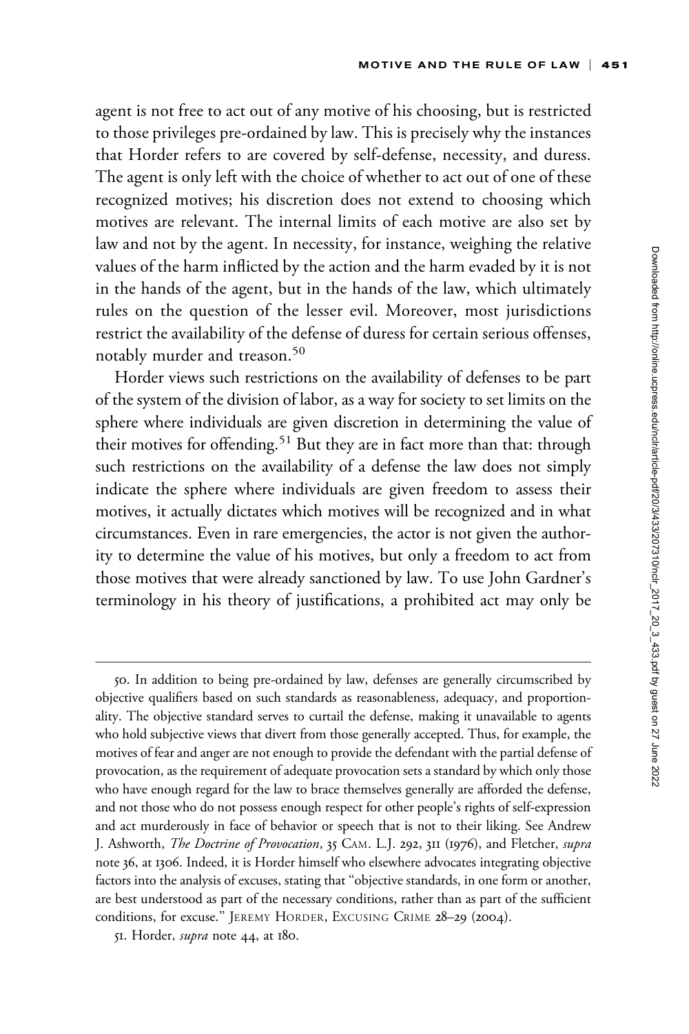agent is not free to act out of any motive of his choosing, but is restricted to those privileges pre-ordained by law. This is precisely why the instances that Horder refers to are covered by self-defense, necessity, and duress. The agent is only left with the choice of whether to act out of one of these recognized motives; his discretion does not extend to choosing which motives are relevant. The internal limits of each motive are also set by law and not by the agent. In necessity, for instance, weighing the relative values of the harm inflicted by the action and the harm evaded by it is not in the hands of the agent, but in the hands of the law, which ultimately rules on the question of the lesser evil. Moreover, most jurisdictions restrict the availability of the defense of duress for certain serious offenses, notably murder and treason.[50]

Horder views such restrictions on the availability of defenses to be part of the system of the division of labor, as a way for society to set limits on the sphere where individuals are given discretion in determining the value of their motives for offending.[51] But they are in fact more than that: through such restrictions on the availability of a defense the law does not simply indicate the sphere where individuals are given freedom to assess their motives, it actually dictates which motives will be recognized and in what circumstances. Even in rare emergencies, the actor is not given the authority to determine the value of his motives, but only a freedom to act from those motives that were already sanctioned by law. To use John Gardner's terminology in his theory of justifications, a prohibited act may only be

---

50. In addition to being pre-ordained by law, defenses are generally circumscribed by objective qualifiers based on such standards as reasonableness, adequacy, and proportionality. The objective standard serves to curtail the defense, making it unavailable to agents who hold subjective views that divert from those generally accepted. Thus, for example, the motives of fear and anger are not enough to provide the defendant with the partial defense of provocation, as the requirement of adequate provocation sets a standard by which only those who have enough regard for the law to brace themselves generally are afforded the defense, and not those who do not possess enough respect for other people's rights of self-expression and act murderously in face of behavior or speech that is not to their liking. See Andrew J. Ashworth, *The Doctrine of Provocation*, 35 CAM. L.J. 292, 311 (1976), and Fletcher, *supra* note 36, at 1306. Indeed, it is Horder himself who elsewhere advocates integrating objective factors into the analysis of excuses, stating that "objective standards, in one form or another, are best understood as part of the necessary conditions, rather than as part of the sufficient conditions, for excuse." JEREMY HORDER, EXCUSING CRIME 28–29 (2004).

51. Horder, *supra* note 44, at 180.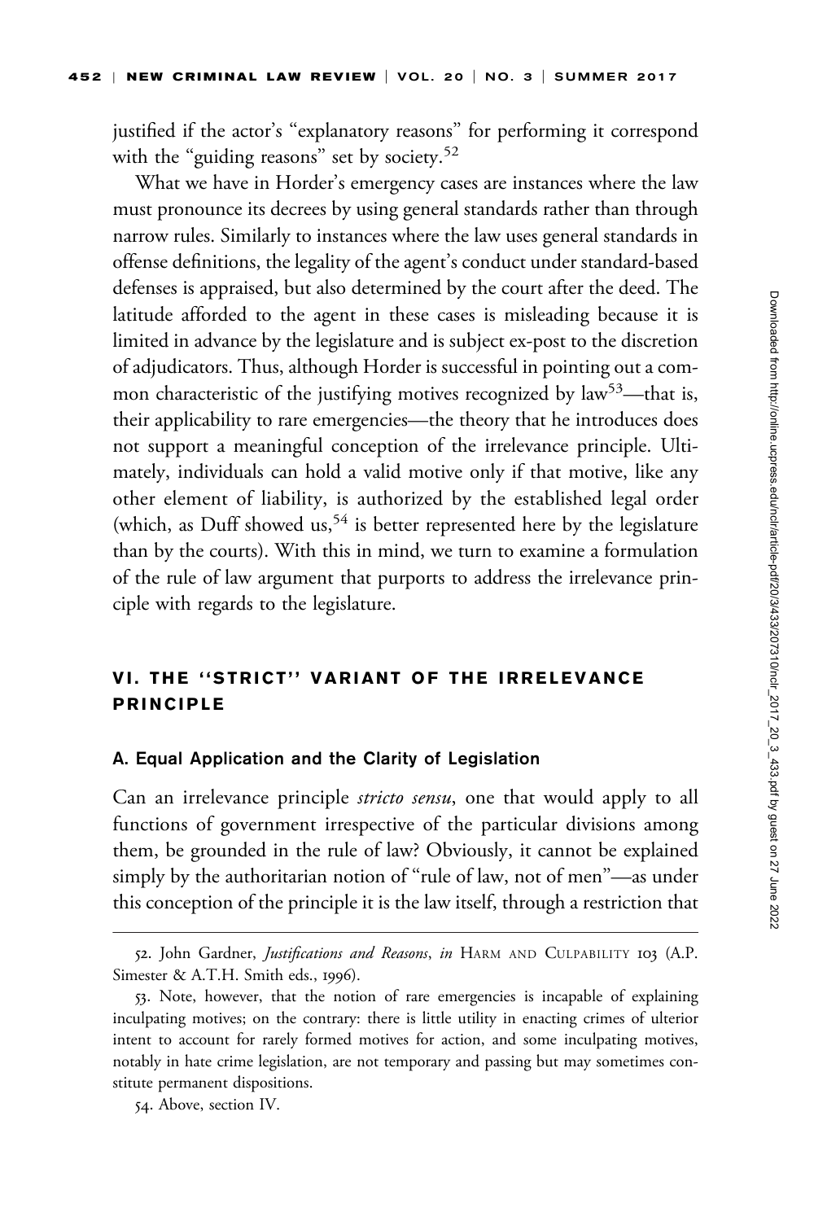justified if the actor's "explanatory reasons" for performing it correspond with the "guiding reasons" set by society.[52]

What we have in Horder's emergency cases are instances where the law must pronounce its decrees by using general standards rather than through narrow rules. Similarly to instances where the law uses general standards in offense definitions, the legality of the agent's conduct under standard-based defenses is appraised, but also determined by the court after the deed. The latitude afforded to the agent in these cases is misleading because it is limited in advance by the legislature and is subject ex-post to the discretion of adjudicators. Thus, although Horder is successful in pointing out a common characteristic of the justifying motives recognized by law[53]—that is, their applicability to rare emergencies—the theory that he introduces does not support a meaningful conception of the irrelevance principle. Ultimately, individuals can hold a valid motive only if that motive, like any other element of liability, is authorized by the established legal order (which, as Duff showed us,[54] is better represented here by the legislature than by the courts). With this in mind, we turn to examine a formulation of the rule of law argument that purports to address the irrelevance principle with regards to the legislature.

## VI. THE "STRICT" VARIANT OF THE IRRELEVANCE PRINCIPLE

### A. Equal Application and the Clarity of Legislation

Can an irrelevance principle *stricto sensu*, one that would apply to all functions of government irrespective of the particular divisions among them, be grounded in the rule of law? Obviously, it cannot be explained simply by the authoritarian notion of "rule of law, not of men"—as under this conception of the principle it is the law itself, through a restriction that

52. John Gardner, *Justifications and Reasons*, *in* HARM AND CULPABILITY 103 (A.P. Simester & A.T.H. Smith eds., 1996).

53. Note, however, that the notion of rare emergencies is incapable of explaining inculpating motives; on the contrary: there is little utility in enacting crimes of ulterior intent to account for rarely formed motives for action, and some inculpating motives, notably in hate crime legislation, are not temporary and passing but may sometimes constitute permanent dispositions.

54. Above, section IV.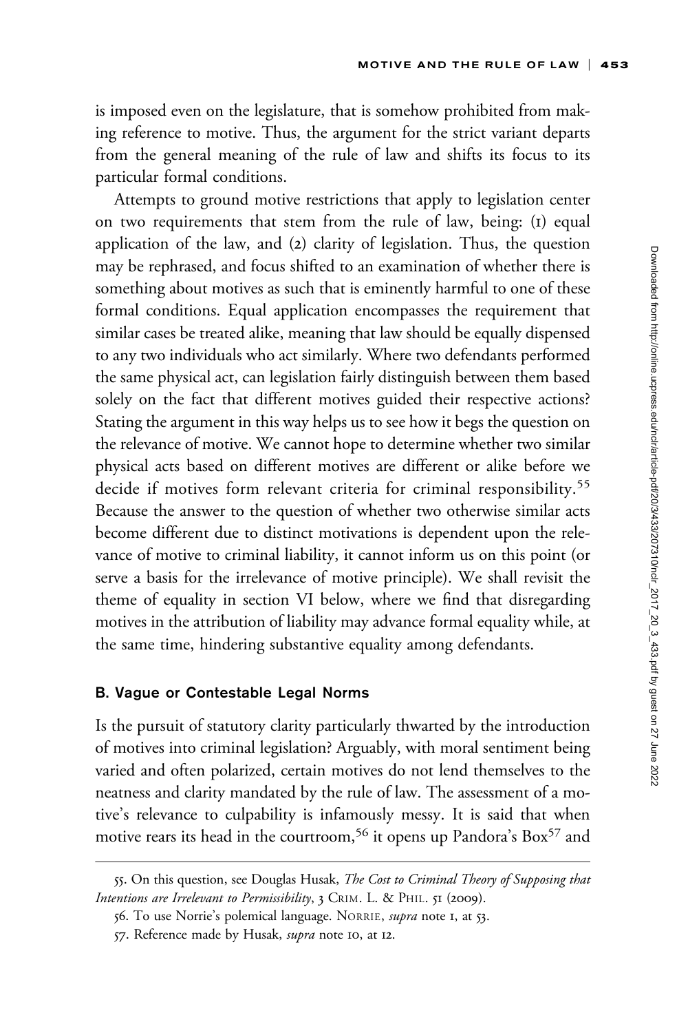is imposed even on the legislature, that is somehow prohibited from making reference to motive. Thus, the argument for the strict variant departs from the general meaning of the rule of law and shifts its focus to its particular formal conditions.

Attempts to ground motive restrictions that apply to legislation center on two requirements that stem from the rule of law, being: (1) equal application of the law, and (2) clarity of legislation. Thus, the question may be rephrased, and focus shifted to an examination of whether there is something about motives as such that is eminently harmful to one of these formal conditions. Equal application encompasses the requirement that similar cases be treated alike, meaning that law should be equally dispensed to any two individuals who act similarly. Where two defendants performed the same physical act, can legislation fairly distinguish between them based solely on the fact that different motives guided their respective actions? Stating the argument in this way helps us to see how it begs the question on the relevance of motive. We cannot hope to determine whether two similar physical acts based on different motives are different or alike before we decide if motives form relevant criteria for criminal responsibility.[55] Because the answer to the question of whether two otherwise similar acts become different due to distinct motivations is dependent upon the relevance of motive to criminal liability, it cannot inform us on this point (or serve a basis for the irrelevance of motive principle). We shall revisit the theme of equality in section VI below, where we find that disregarding motives in the attribution of liability may advance formal equality while, at the same time, hindering substantive equality among defendants.

### B. Vague or Contestable Legal Norms

Is the pursuit of statutory clarity particularly thwarted by the introduction of motives into criminal legislation? Arguably, with moral sentiment being varied and often polarized, certain motives do not lend themselves to the neatness and clarity mandated by the rule of law. The assessment of a motive's relevance to culpability is infamously messy. It is said that when motive rears its head in the courtroom,[56] it opens up Pandora's Box[57] and

---

55. On this question, see Douglas Husak, *The Cost to Criminal Theory of Supposing that Intentions are Irrelevant to Permissibility*, 3 CRIM. L. & PHIL. 51 (2009).

56. To use Norrie's polemical language. NORRIE, *supra* note 1, at 53.

57. Reference made by Husak, *supra* note 10, at 12.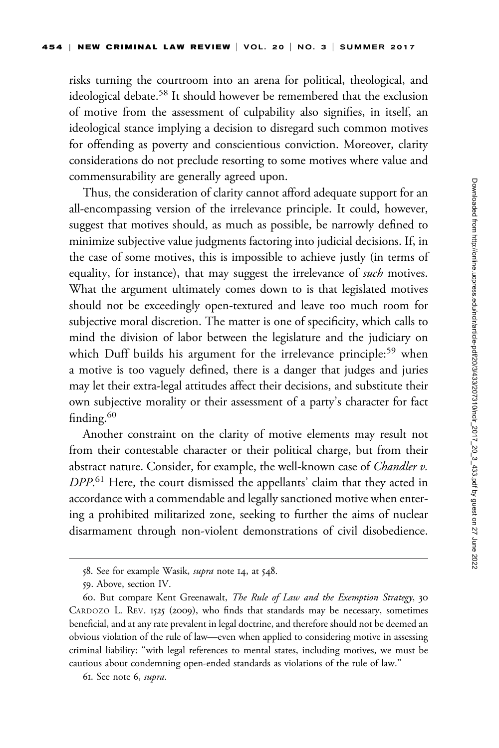risks turning the courtroom into an arena for political, theological, and ideological debate.[58] It should however be remembered that the exclusion of motive from the assessment of culpability also signifies, in itself, an ideological stance implying a decision to disregard such common motives for offending as poverty and conscientious conviction. Moreover, clarity considerations do not preclude resorting to some motives where value and commensurability are generally agreed upon.

Thus, the consideration of clarity cannot afford adequate support for an all-encompassing version of the irrelevance principle. It could, however, suggest that motives should, as much as possible, be narrowly defined to minimize subjective value judgments factoring into judicial decisions. If, in the case of some motives, this is impossible to achieve justly (in terms of equality, for instance), that may suggest the irrelevance of *such* motives. What the argument ultimately comes down to is that legislated motives should not be exceedingly open-textured and leave too much room for subjective moral discretion. The matter is one of specificity, which calls to mind the division of labor between the legislature and the judiciary on which Duff builds his argument for the irrelevance principle:[59] when a motive is too vaguely defined, there is a danger that judges and juries may let their extra-legal attitudes affect their decisions, and substitute their own subjective morality or their assessment of a party's character for fact finding.[60]

Another constraint on the clarity of motive elements may result not from their contestable character or their political charge, but from their abstract nature. Consider, for example, the well-known case of *Chandler v. DPP*.[61] Here, the court dismissed the appellants' claim that they acted in accordance with a commendable and legally sanctioned motive when entering a prohibited militarized zone, seeking to further the aims of nuclear disarmament through non-violent demonstrations of civil disobedience.

---

58. See for example Wasik, *supra* note 14, at 548.

59. Above, section IV.

60. But compare Kent Greenawalt, *The Rule of Law and the Exemption Strategy*, 30 Cardozo L. Rev. 1525 (2009), who finds that standards may be necessary, sometimes beneficial, and at any rate prevalent in legal doctrine, and therefore should not be deemed an obvious violation of the rule of law—even when applied to considering motive in assessing criminal liability: "with legal references to mental states, including motives, we must be cautious about condemning open-ended standards as violations of the rule of law."

61. See note 6, *supra*.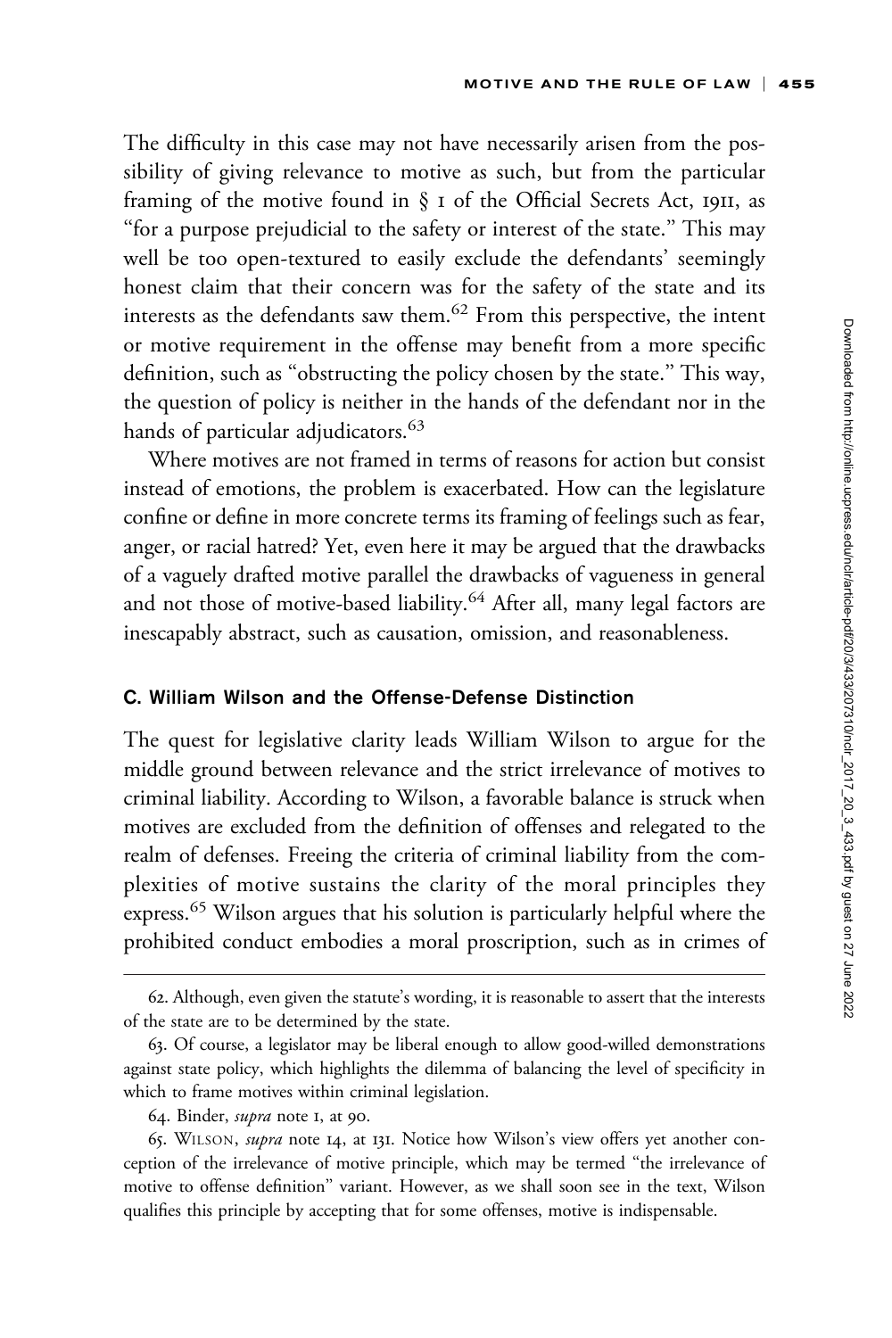The difficulty in this case may not have necessarily arisen from the possibility of giving relevance to motive as such, but from the particular framing of the motive found in § 1 of the Official Secrets Act, 1911, as "for a purpose prejudicial to the safety or interest of the state." This may well be too open-textured to easily exclude the defendants' seemingly honest claim that their concern was for the safety of the state and its interests as the defendants saw them.[62] From this perspective, the intent or motive requirement in the offense may benefit from a more specific definition, such as "obstructing the policy chosen by the state." This way, the question of policy is neither in the hands of the defendant nor in the hands of particular adjudicators.[63]

Where motives are not framed in terms of reasons for action but consist instead of emotions, the problem is exacerbated. How can the legislature confine or define in more concrete terms its framing of feelings such as fear, anger, or racial hatred? Yet, even here it may be argued that the drawbacks of a vaguely drafted motive parallel the drawbacks of vagueness in general and not those of motive-based liability.[64] After all, many legal factors are inescapably abstract, such as causation, omission, and reasonableness.

### C. William Wilson and the Offense-Defense Distinction

The quest for legislative clarity leads William Wilson to argue for the middle ground between relevance and the strict irrelevance of motives to criminal liability. According to Wilson, a favorable balance is struck when motives are excluded from the definition of offenses and relegated to the realm of defenses. Freeing the criteria of criminal liability from the complexities of motive sustains the clarity of the moral principles they express.[65] Wilson argues that his solution is particularly helpful where the prohibited conduct embodies a moral proscription, such as in crimes of

---

62. Although, even given the statute's wording, it is reasonable to assert that the interests of the state are to be determined by the state.

63. Of course, a legislator may be liberal enough to allow good-willed demonstrations against state policy, which highlights the dilemma of balancing the level of specificity in which to frame motives within criminal legislation.

64. Binder, *supra* note 1, at 90.

65. Wilson, *supra* note 14, at 131. Notice how Wilson's view offers yet another conception of the irrelevance of motive principle, which may be termed "the irrelevance of motive to offense definition" variant. However, as we shall soon see in the text, Wilson qualifies this principle by accepting that for some offenses, motive is indispensable.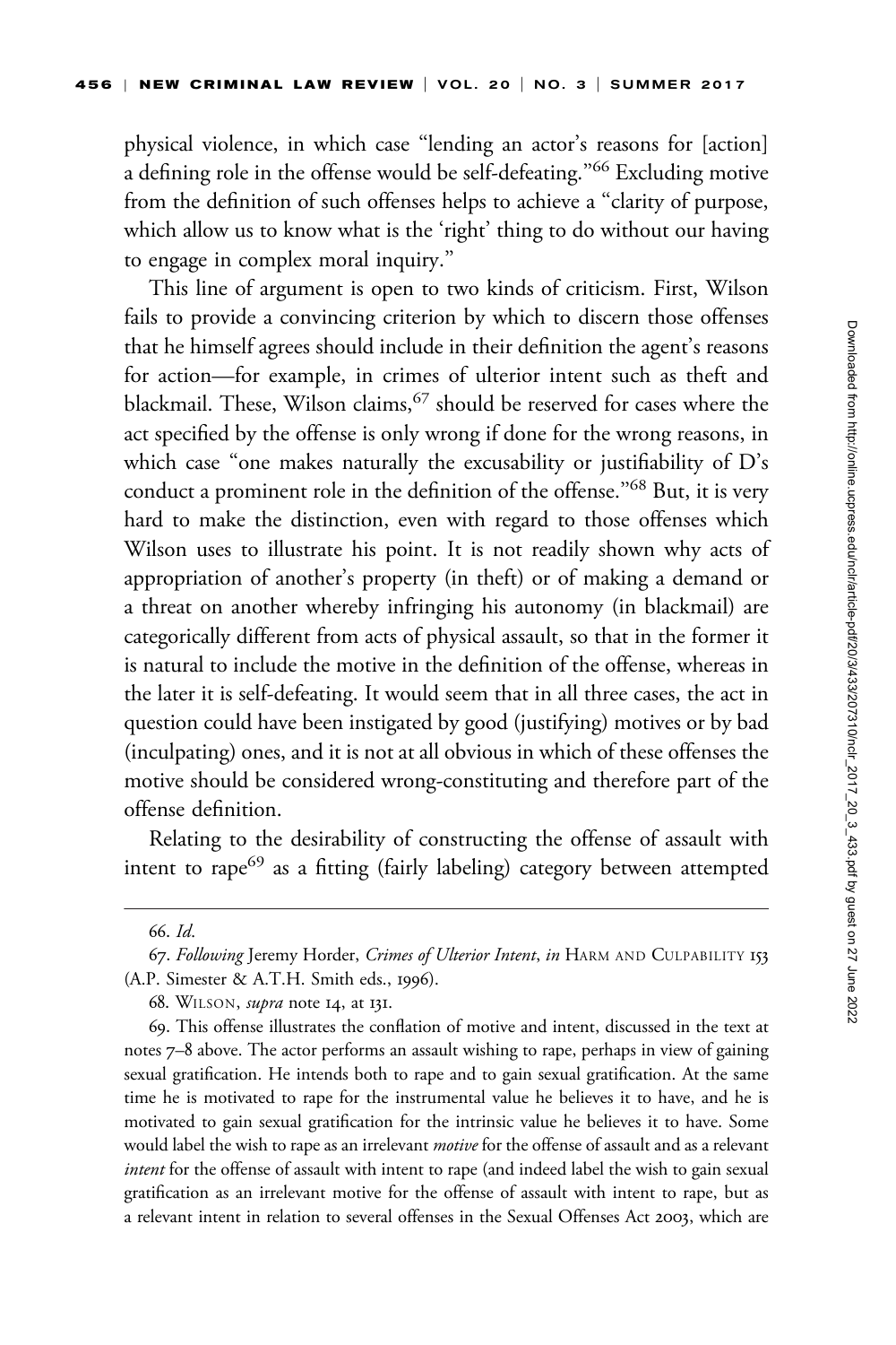physical violence, in which case "lending an actor's reasons for [action] a defining role in the offense would be self-defeating."[66] Excluding motive from the definition of such offenses helps to achieve a "clarity of purpose, which allow us to know what is the 'right' thing to do without our having to engage in complex moral inquiry."

This line of argument is open to two kinds of criticism. First, Wilson fails to provide a convincing criterion by which to discern those offenses that he himself agrees should include in their definition the agent's reasons for action—for example, in crimes of ulterior intent such as theft and blackmail. These, Wilson claims,[67] should be reserved for cases where the act specified by the offense is only wrong if done for the wrong reasons, in which case "one makes naturally the excusability or justifiability of D's conduct a prominent role in the definition of the offense."[68] But, it is very hard to make the distinction, even with regard to those offenses which Wilson uses to illustrate his point. It is not readily shown why acts of appropriation of another's property (in theft) or of making a demand or a threat on another whereby infringing his autonomy (in blackmail) are categorically different from acts of physical assault, so that in the former it is natural to include the motive in the definition of the offense, whereas in the later it is self-defeating. It would seem that in all three cases, the act in question could have been instigated by good (justifying) motives or by bad (inculpating) ones, and it is not at all obvious in which of these offenses the motive should be considered wrong-constituting and therefore part of the offense definition.

Relating to the desirability of constructing the offense of assault with intent to rape[69] as a fitting (fairly labeling) category between attempted

---

66. *Id.*

67. *Following* Jeremy Horder, *Crimes of Ulterior Intent*, *in* HARM AND CULPABILITY 153 (A.P. Simester & A.T.H. Smith eds., 1996).

68. WILSON, *supra* note 14, at 131.

69. This offense illustrates the conflation of motive and intent, discussed in the text at notes 7–8 above. The actor performs an assault wishing to rape, perhaps in view of gaining sexual gratification. He intends both to rape and to gain sexual gratification. At the same time he is motivated to rape for the instrumental value he believes it to have, and he is motivated to gain sexual gratification for the intrinsic value he believes it to have. Some would label the wish to rape as an irrelevant *motive* for the offense of assault and as a relevant *intent* for the offense of assault with intent to rape (and indeed label the wish to gain sexual gratification as an irrelevant motive for the offense of assault with intent to rape, but as a relevant intent in relation to several offenses in the Sexual Offenses Act 2003, which are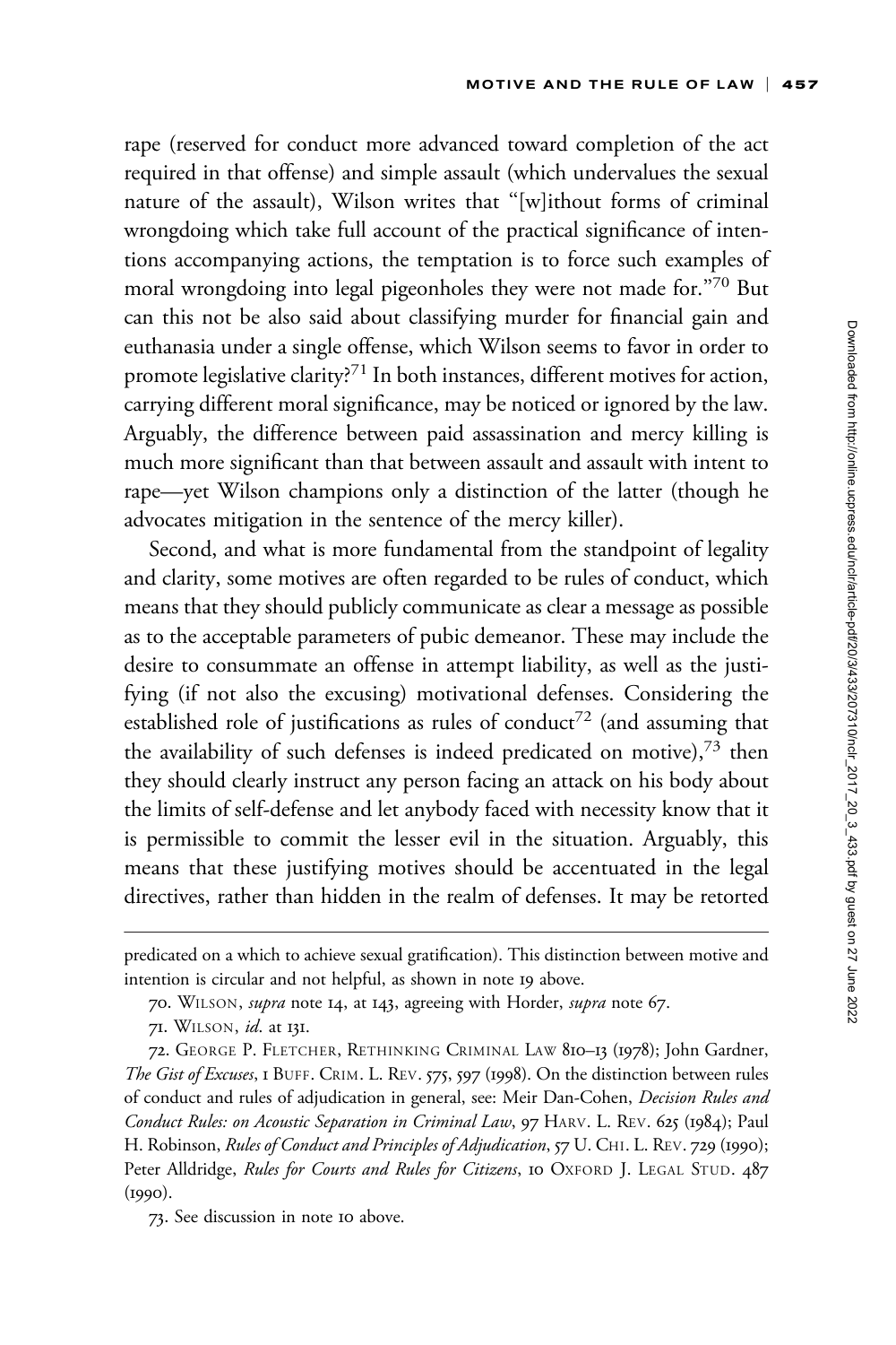rape (reserved for conduct more advanced toward completion of the act required in that offense) and simple assault (which undervalues the sexual nature of the assault), Wilson writes that "[w]ithout forms of criminal wrongdoing which take full account of the practical significance of intentions accompanying actions, the temptation is to force such examples of moral wrongdoing into legal pigeonholes they were not made for."[70] But can this not be also said about classifying murder for financial gain and euthanasia under a single offense, which Wilson seems to favor in order to promote legislative clarity?[71] In both instances, different motives for action, carrying different moral significance, may be noticed or ignored by the law. Arguably, the difference between paid assassination and mercy killing is much more significant than that between assault and assault with intent to rape—yet Wilson champions only a distinction of the latter (though he advocates mitigation in the sentence of the mercy killer).

Second, and what is more fundamental from the standpoint of legality and clarity, some motives are often regarded to be rules of conduct, which means that they should publicly communicate as clear a message as possible as to the acceptable parameters of pubic demeanor. These may include the desire to consummate an offense in attempt liability, as well as the justifying (if not also the excusing) motivational defenses. Considering the established role of justifications as rules of conduct[72] (and assuming that the availability of such defenses is indeed predicated on motive),[73] then they should clearly instruct any person facing an attack on his body about the limits of self-defense and let anybody faced with necessity know that it is permissible to commit the lesser evil in the situation. Arguably, this means that these justifying motives should be accentuated in the legal directives, rather than hidden in the realm of defenses. It may be retorted

predicated on a which to achieve sexual gratification). This distinction between motive and intention is circular and not helpful, as shown in note 19 above.

70. WILSON, *supra* note 14, at 143, agreeing with Horder, *supra* note 67.

71. WILSON, *id.* at 131.

72. GEORGE P. FLETCHER, RETHINKING CRIMINAL LAW 810–13 (1978); John Gardner, *The Gist of Excuses*, 1 BUFF. CRIM. L. REV. 575, 597 (1998). On the distinction between rules of conduct and rules of adjudication in general, see: Meir Dan-Cohen, *Decision Rules and Conduct Rules: on Acoustic Separation in Criminal Law*, 97 HARV. L. REV. 625 (1984); Paul H. Robinson, *Rules of Conduct and Principles of Adjudication*, 57 U. CHI. L. REV. 729 (1990); Peter Alldridge, *Rules for Courts and Rules for Citizens*, 10 OXFORD J. LEGAL STUD. 487 (1990).

73. See discussion in note 10 above.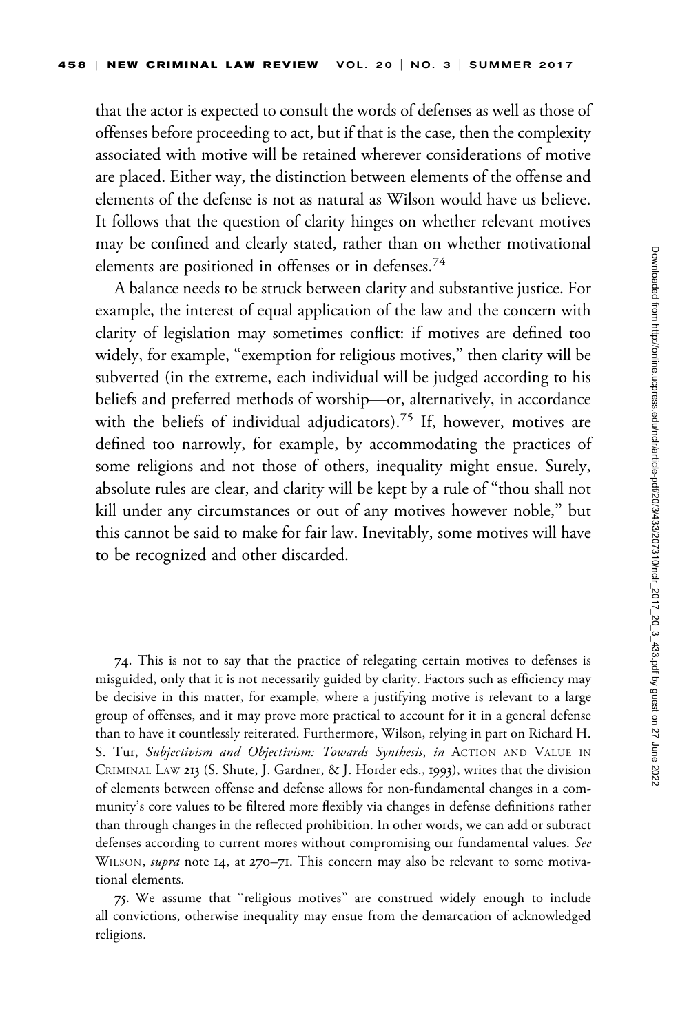that the actor is expected to consult the words of defenses as well as those of offenses before proceeding to act, but if that is the case, then the complexity associated with motive will be retained wherever considerations of motive are placed. Either way, the distinction between elements of the offense and elements of the defense is not as natural as Wilson would have us believe. It follows that the question of clarity hinges on whether relevant motives may be confined and clearly stated, rather than on whether motivational elements are positioned in offenses or in defenses.[74]

A balance needs to be struck between clarity and substantive justice. For example, the interest of equal application of the law and the concern with clarity of legislation may sometimes conflict: if motives are defined too widely, for example, "exemption for religious motives," then clarity will be subverted (in the extreme, each individual will be judged according to his beliefs and preferred methods of worship—or, alternatively, in accordance with the beliefs of individual adjudicators).[75] If, however, motives are defined too narrowly, for example, by accommodating the practices of some religions and not those of others, inequality might ensue. Surely, absolute rules are clear, and clarity will be kept by a rule of "thou shall not kill under any circumstances or out of any motives however noble," but this cannot be said to make for fair law. Inevitably, some motives will have to be recognized and other discarded.

---

74. This is not to say that the practice of relegating certain motives to defenses is misguided, only that it is not necessarily guided by clarity. Factors such as efficiency may be decisive in this matter, for example, where a justifying motive is relevant to a large group of offenses, and it may prove more practical to account for it in a general defense than to have it countlessly reiterated. Furthermore, Wilson, relying in part on Richard H. S. Tur, *Subjectivism and Objectivism: Towards Synthesis*, *in* ACTION AND VALUE IN CRIMINAL LAW 213 (S. Shute, J. Gardner, & J. Horder eds., 1993), writes that the division of elements between offense and defense allows for non-fundamental changes in a community's core values to be filtered more flexibly via changes in defense definitions rather than through changes in the reflected prohibition. In other words, we can add or subtract defenses according to current mores without compromising our fundamental values. *See* WILSON, *supra* note 14, at 270–71. This concern may also be relevant to some motivational elements.

75. We assume that "religious motives" are construed widely enough to include all convictions, otherwise inequality may ensue from the demarcation of acknowledged religions.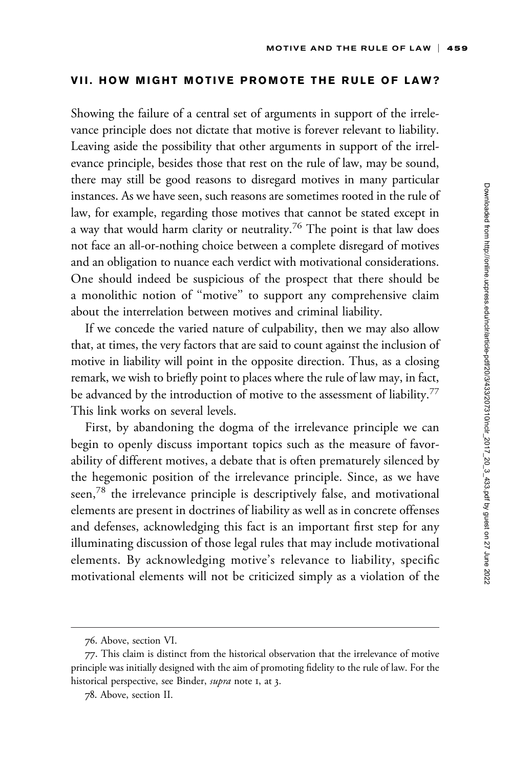## VII. HOW MIGHT MOTIVE PROMOTE THE RULE OF LAW?

Showing the failure of a central set of arguments in support of the irrelevance principle does not dictate that motive is forever relevant to liability. Leaving aside the possibility that other arguments in support of the irrelevance principle, besides those that rest on the rule of law, may be sound, there may still be good reasons to disregard motives in many particular instances. As we have seen, such reasons are sometimes rooted in the rule of law, for example, regarding those motives that cannot be stated except in a way that would harm clarity or neutrality.[76] The point is that law does not face an all-or-nothing choice between a complete disregard of motives and an obligation to nuance each verdict with motivational considerations. One should indeed be suspicious of the prospect that there should be a monolithic notion of "motive" to support any comprehensive claim about the interrelation between motives and criminal liability.

If we concede the varied nature of culpability, then we may also allow that, at times, the very factors that are said to count against the inclusion of motive in liability will point in the opposite direction. Thus, as a closing remark, we wish to briefly point to places where the rule of law may, in fact, be advanced by the introduction of motive to the assessment of liability.[77] This link works on several levels.

First, by abandoning the dogma of the irrelevance principle we can begin to openly discuss important topics such as the measure of favorability of different motives, a debate that is often prematurely silenced by the hegemonic position of the irrelevance principle. Since, as we have seen,[78] the irrelevance principle is descriptively false, and motivational elements are present in doctrines of liability as well as in concrete offenses and defenses, acknowledging this fact is an important first step for any illuminating discussion of those legal rules that may include motivational elements. By acknowledging motive's relevance to liability, specific motivational elements will not be criticized simply as a violation of the

---

76. Above, section VI.

77. This claim is distinct from the historical observation that the irrelevance of motive principle was initially designed with the aim of promoting fidelity to the rule of law. For the historical perspective, see Binder, *supra* note 1, at 3.

78. Above, section II.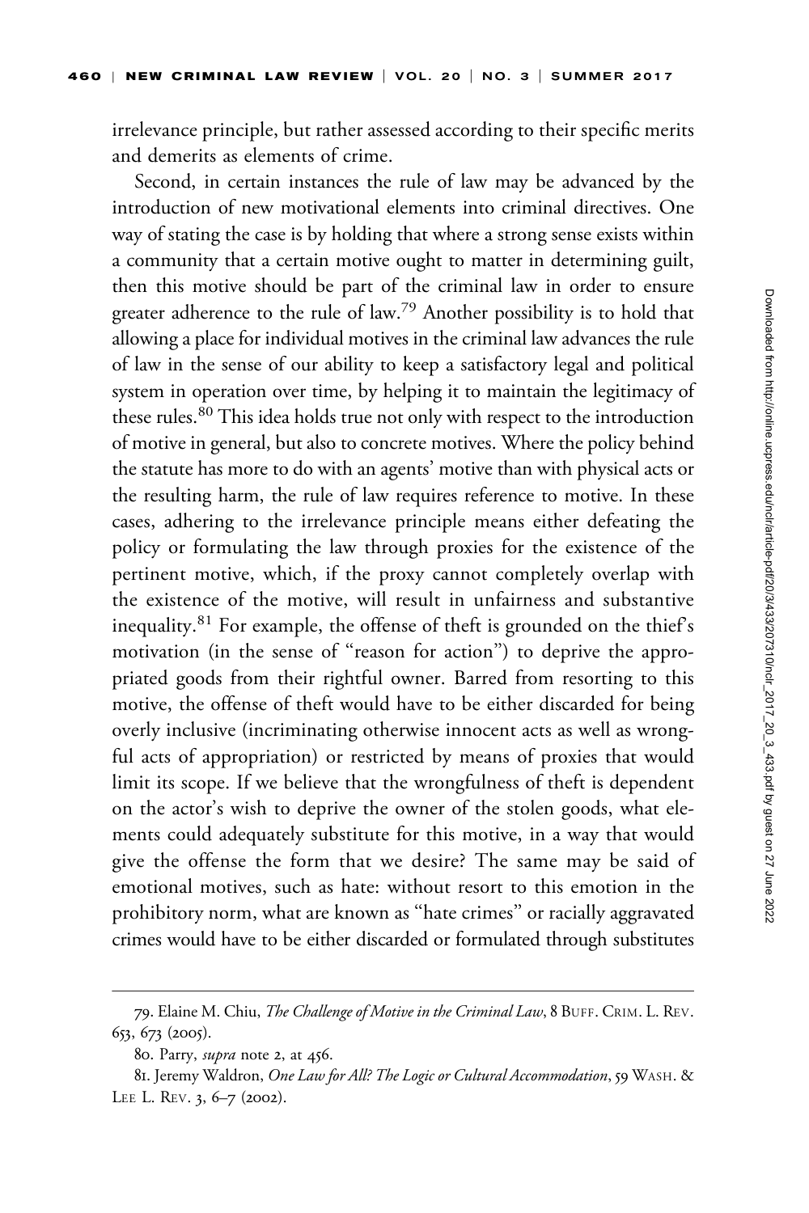irrelevance principle, but rather assessed according to their specific merits and demerits as elements of crime.

Second, in certain instances the rule of law may be advanced by the introduction of new motivational elements into criminal directives. One way of stating the case is by holding that where a strong sense exists within a community that a certain motive ought to matter in determining guilt, then this motive should be part of the criminal law in order to ensure greater adherence to the rule of law.[79] Another possibility is to hold that allowing a place for individual motives in the criminal law advances the rule of law in the sense of our ability to keep a satisfactory legal and political system in operation over time, by helping it to maintain the legitimacy of these rules.[80] This idea holds true not only with respect to the introduction of motive in general, but also to concrete motives. Where the policy behind the statute has more to do with an agents' motive than with physical acts or the resulting harm, the rule of law requires reference to motive. In these cases, adhering to the irrelevance principle means either defeating the policy or formulating the law through proxies for the existence of the pertinent motive, which, if the proxy cannot completely overlap with the existence of the motive, will result in unfairness and substantive inequality.[81] For example, the offense of theft is grounded on the thief's motivation (in the sense of "reason for action") to deprive the appropriated goods from their rightful owner. Barred from resorting to this motive, the offense of theft would have to be either discarded for being overly inclusive (incriminating otherwise innocent acts as well as wrongful acts of appropriation) or restricted by means of proxies that would limit its scope. If we believe that the wrongfulness of theft is dependent on the actor's wish to deprive the owner of the stolen goods, what elements could adequately substitute for this motive, in a way that would give the offense the form that we desire? The same may be said of emotional motives, such as hate: without resort to this emotion in the prohibitory norm, what are known as "hate crimes" or racially aggravated crimes would have to be either discarded or formulated through substitutes

79. Elaine M. Chiu, *The Challenge of Motive in the Criminal Law*, 8 BUFF. CRIM. L. REV. 653, 673 (2005).

80. Parry, *supra* note 2, at 456.

81. Jeremy Waldron, *One Law for All? The Logic or Cultural Accommodation*, 59 WASH. & LEE L. REV. 3, 6–7 (2002).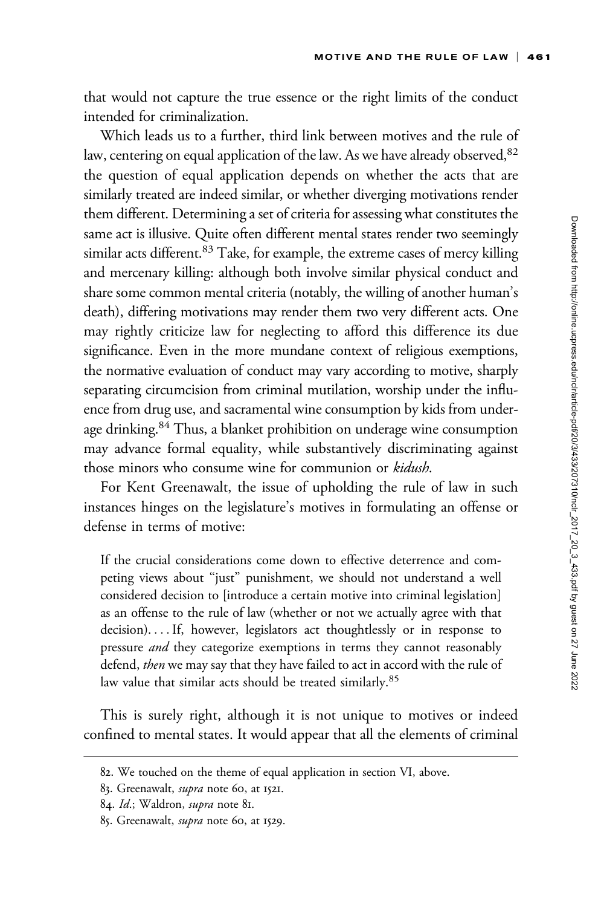that would not capture the true essence or the right limits of the conduct intended for criminalization.

Which leads us to a further, third link between motives and the rule of law, centering on equal application of the law. As we have already observed,[82] the question of equal application depends on whether the acts that are similarly treated are indeed similar, or whether diverging motivations render them different. Determining a set of criteria for assessing what constitutes the same act is illusive. Quite often different mental states render two seemingly similar acts different.[83] Take, for example, the extreme cases of mercy killing and mercenary killing: although both involve similar physical conduct and share some common mental criteria (notably, the willing of another human's death), differing motivations may render them two very different acts. One may rightly criticize law for neglecting to afford this difference its due significance. Even in the more mundane context of religious exemptions, the normative evaluation of conduct may vary according to motive, sharply separating circumcision from criminal mutilation, worship under the influence from drug use, and sacramental wine consumption by kids from underage drinking.[84] Thus, a blanket prohibition on underage wine consumption may advance formal equality, while substantively discriminating against those minors who consume wine for communion or *kidush*.

For Kent Greenawalt, the issue of upholding the rule of law in such instances hinges on the legislature's motives in formulating an offense or defense in terms of motive:

> If the crucial considerations come down to effective deterrence and competing views about "just" punishment, we should not understand a well considered decision to [introduce a certain motive into criminal legislation] as an offense to the rule of law (whether or not we actually agree with that decision). . . . If, however, legislators act thoughtlessly or in response to pressure *and* they categorize exemptions in terms they cannot reasonably defend, *then* we may say that they have failed to act in accord with the rule of law value that similar acts should be treated similarly.[85]

This is surely right, although it is not unique to motives or indeed confined to mental states. It would appear that all the elements of criminal

82. We touched on the theme of equal application in section VI, above.

83. Greenawalt, *supra* note 60, at 1521.

84. *Id.*; Waldron, *supra* note 81.

85. Greenawalt, *supra* note 60, at 1529.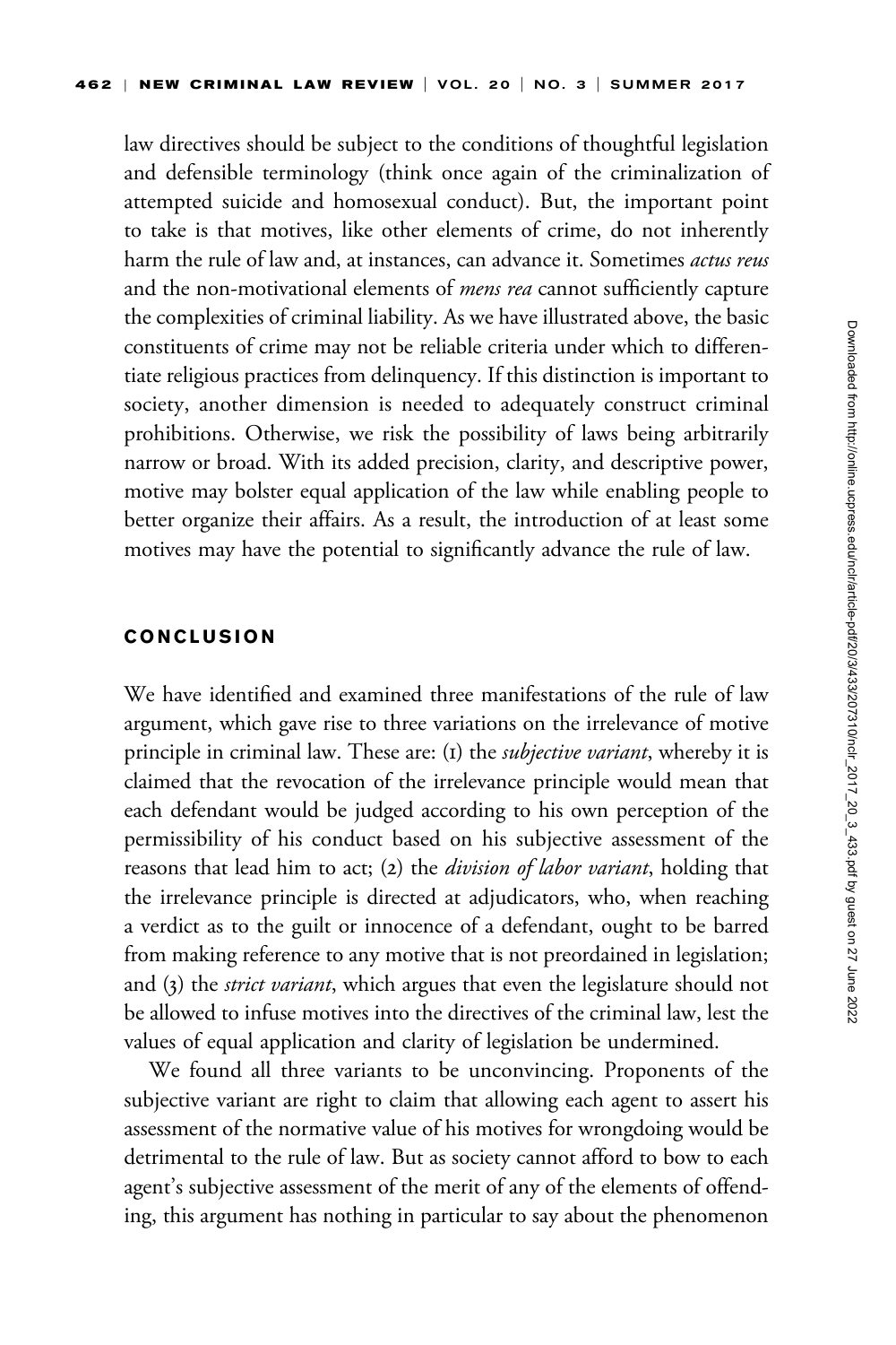law directives should be subject to the conditions of thoughtful legislation and defensible terminology (think once again of the criminalization of attempted suicide and homosexual conduct). But, the important point to take is that motives, like other elements of crime, do not inherently harm the rule of law and, at instances, can advance it. Sometimes *actus reus* and the non-motivational elements of *mens rea* cannot sufficiently capture the complexities of criminal liability. As we have illustrated above, the basic constituents of crime may not be reliable criteria under which to differentiate religious practices from delinquency. If this distinction is important to society, another dimension is needed to adequately construct criminal prohibitions. Otherwise, we risk the possibility of laws being arbitrarily narrow or broad. With its added precision, clarity, and descriptive power, motive may bolster equal application of the law while enabling people to better organize their affairs. As a result, the introduction of at least some motives may have the potential to significantly advance the rule of law.

## CONCLUSION

We have identified and examined three manifestations of the rule of law argument, which gave rise to three variations on the irrelevance of motive principle in criminal law. These are: (1) the *subjective variant*, whereby it is claimed that the revocation of the irrelevance principle would mean that each defendant would be judged according to his own perception of the permissibility of his conduct based on his subjective assessment of the reasons that lead him to act; (2) the *division of labor variant*, holding that the irrelevance principle is directed at adjudicators, who, when reaching a verdict as to the guilt or innocence of a defendant, ought to be barred from making reference to any motive that is not preordained in legislation; and (3) the *strict variant*, which argues that even the legislature should not be allowed to infuse motives into the directives of the criminal law, lest the values of equal application and clarity of legislation be undermined.

We found all three variants to be unconvincing. Proponents of the subjective variant are right to claim that allowing each agent to assert his assessment of the normative value of his motives for wrongdoing would be detrimental to the rule of law. But as society cannot afford to bow to each agent's subjective assessment of the merit of any of the elements of offending, this argument has nothing in particular to say about the phenomenon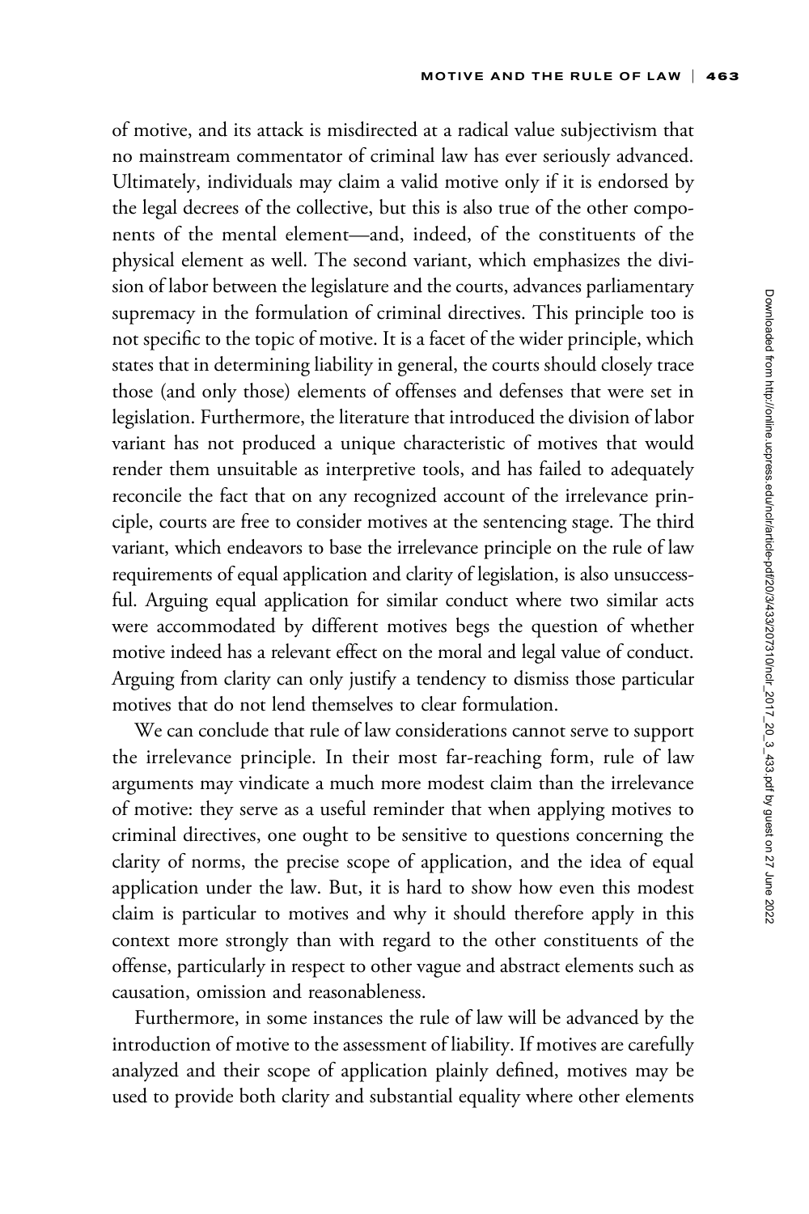of motive, and its attack is misdirected at a radical value subjectivism that no mainstream commentator of criminal law has ever seriously advanced. Ultimately, individuals may claim a valid motive only if it is endorsed by the legal decrees of the collective, but this is also true of the other components of the mental element—and, indeed, of the constituents of the physical element as well. The second variant, which emphasizes the division of labor between the legislature and the courts, advances parliamentary supremacy in the formulation of criminal directives. This principle too is not specific to the topic of motive. It is a facet of the wider principle, which states that in determining liability in general, the courts should closely trace those (and only those) elements of offenses and defenses that were set in legislation. Furthermore, the literature that introduced the division of labor variant has not produced a unique characteristic of motives that would render them unsuitable as interpretive tools, and has failed to adequately reconcile the fact that on any recognized account of the irrelevance principle, courts are free to consider motives at the sentencing stage. The third variant, which endeavors to base the irrelevance principle on the rule of law requirements of equal application and clarity of legislation, is also unsuccessful. Arguing equal application for similar conduct where two similar acts were accommodated by different motives begs the question of whether motive indeed has a relevant effect on the moral and legal value of conduct. Arguing from clarity can only justify a tendency to dismiss those particular motives that do not lend themselves to clear formulation.

We can conclude that rule of law considerations cannot serve to support the irrelevance principle. In their most far-reaching form, rule of law arguments may vindicate a much more modest claim than the irrelevance of motive: they serve as a useful reminder that when applying motives to criminal directives, one ought to be sensitive to questions concerning the clarity of norms, the precise scope of application, and the idea of equal application under the law. But, it is hard to show how even this modest claim is particular to motives and why it should therefore apply in this context more strongly than with regard to the other constituents of the offense, particularly in respect to other vague and abstract elements such as causation, omission and reasonableness.

Furthermore, in some instances the rule of law will be advanced by the introduction of motive to the assessment of liability. If motives are carefully analyzed and their scope of application plainly defined, motives may be used to provide both clarity and substantial equality where other elements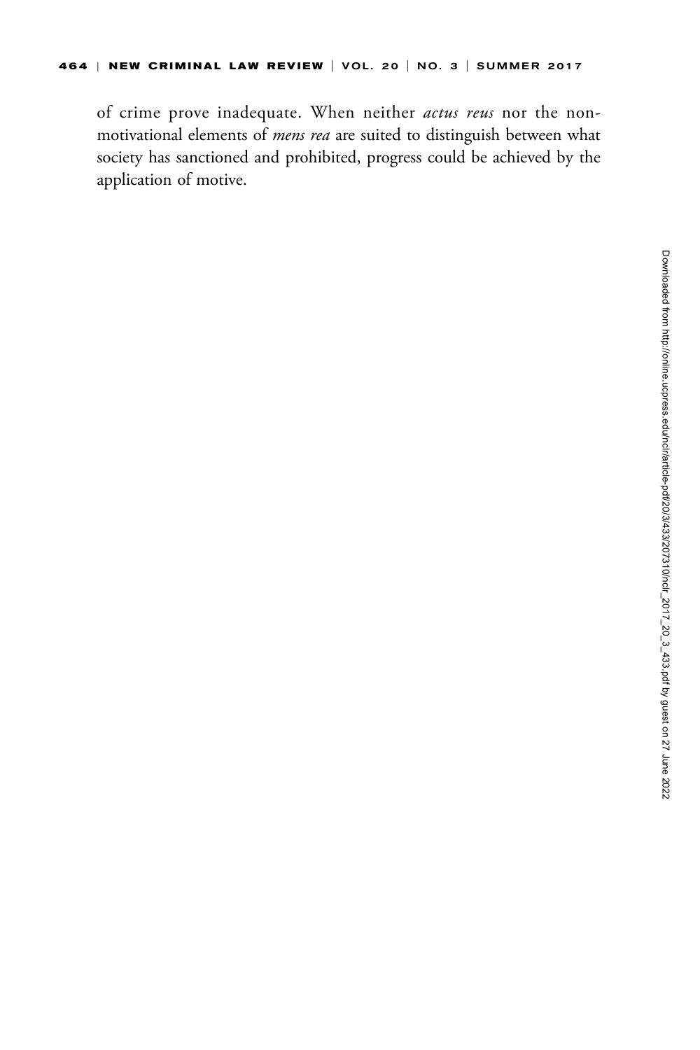of crime prove inadequate. When neither *actus reus* nor the non-motivational elements of *mens rea* are suited to distinguish between what society has sanctioned and prohibited, progress could be achieved by the application of motive.